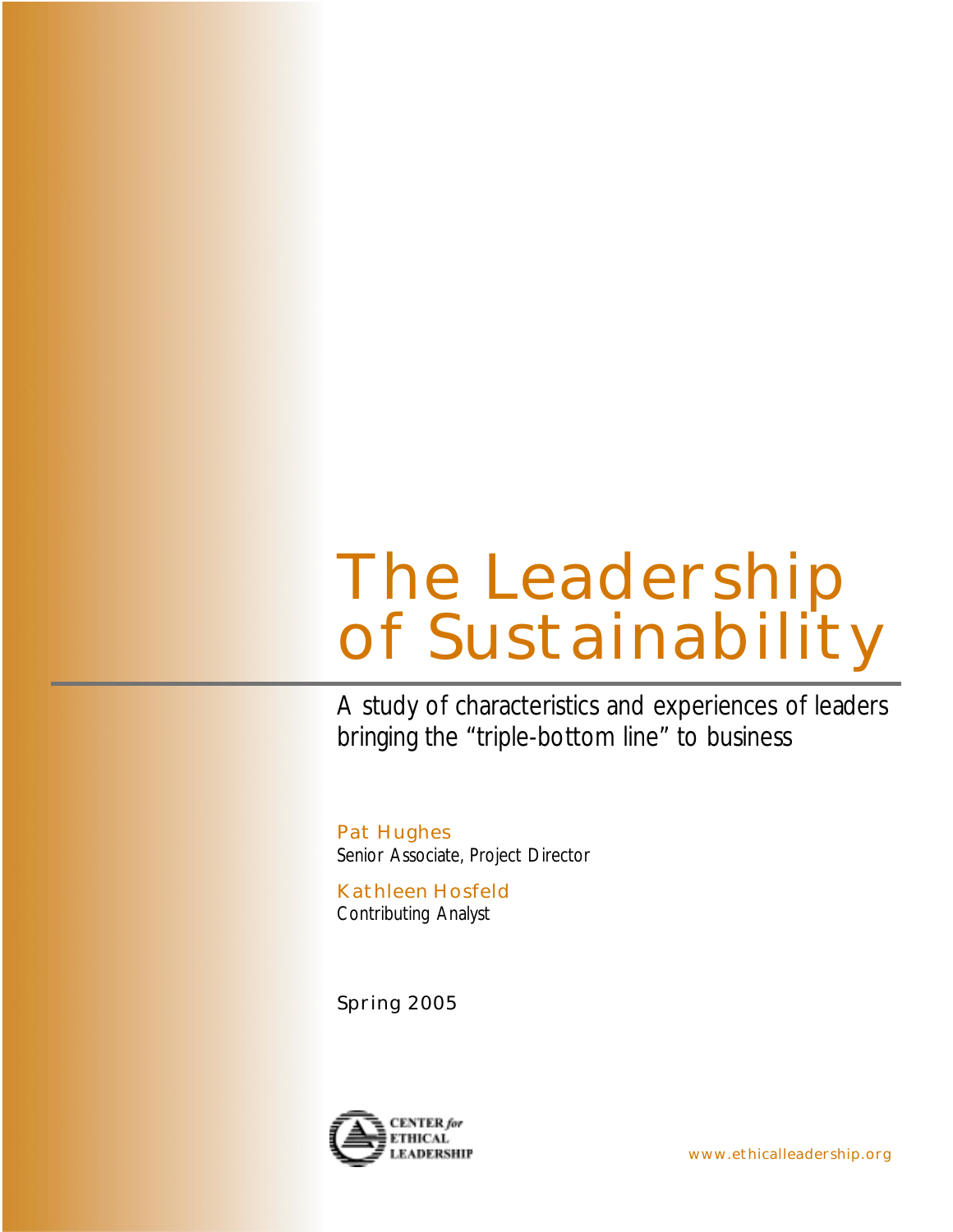# The Leadership of Sustainability

A study of characteristics and experiences of leaders bringing the "triple-bottom line" to business

Pat Hughes
Senior Associate, Project Director

Kathleen Hosfeld
Contributing Analyst

Spring 2005

CENTER *for* ETHICAL LEADERSHIP

www.ethicalleadership.org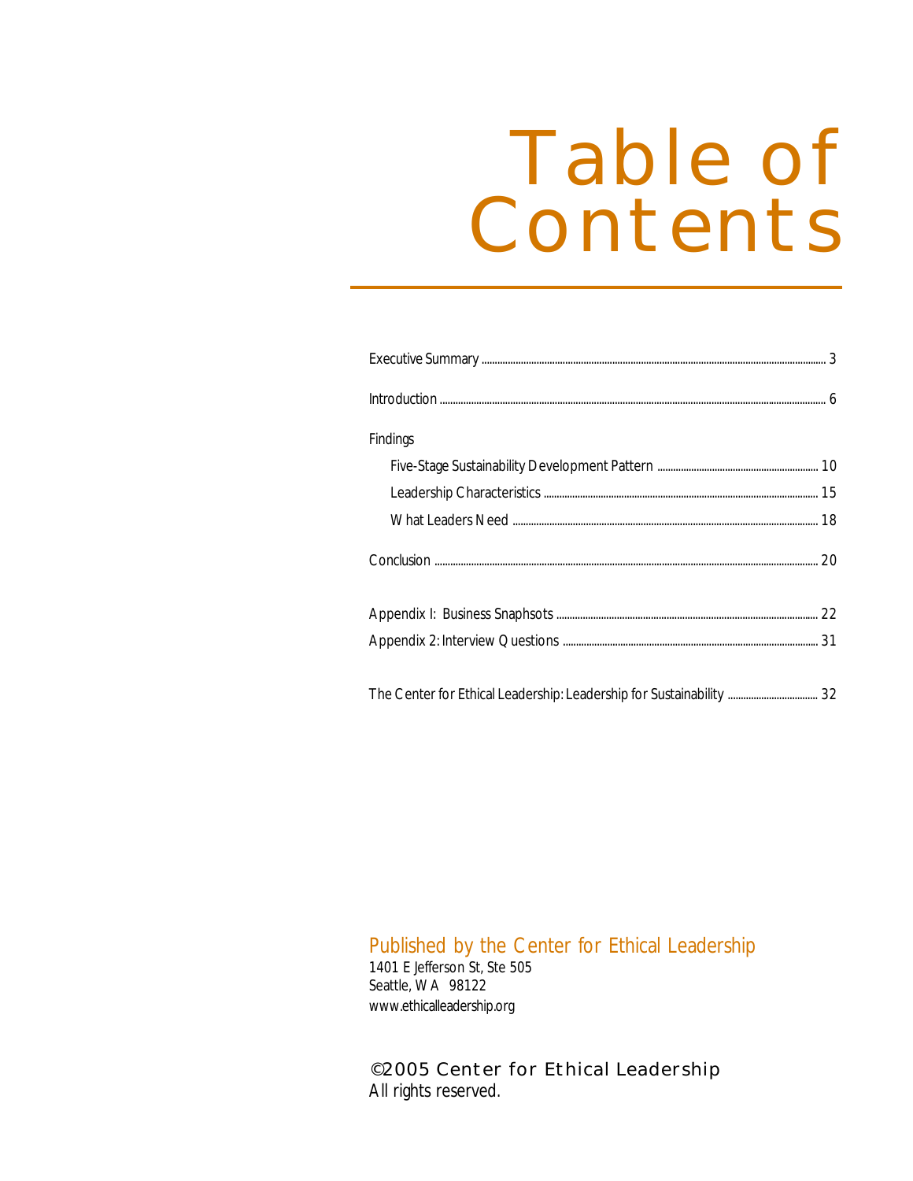# Table of Contents

Executive Summary ........ 3

Introduction ........ 6

Findings

- Five-Stage Sustainability Development Pattern ........ 10
- Leadership Characteristics ........ 15
- What Leaders Need ........ 18

Conclusion ........ 20

Appendix I: Business Snaphsots ........ 22

Appendix 2: Interview Questions ........ 31

The Center for Ethical Leadership: Leadership for Sustainability ........ 32

Published by the Center for Ethical Leadership
1401 E Jefferson St, Ste 505
Seattle, WA 98122
www.ethicalleadership.org

©2005 Center for Ethical Leadership
All rights reserved.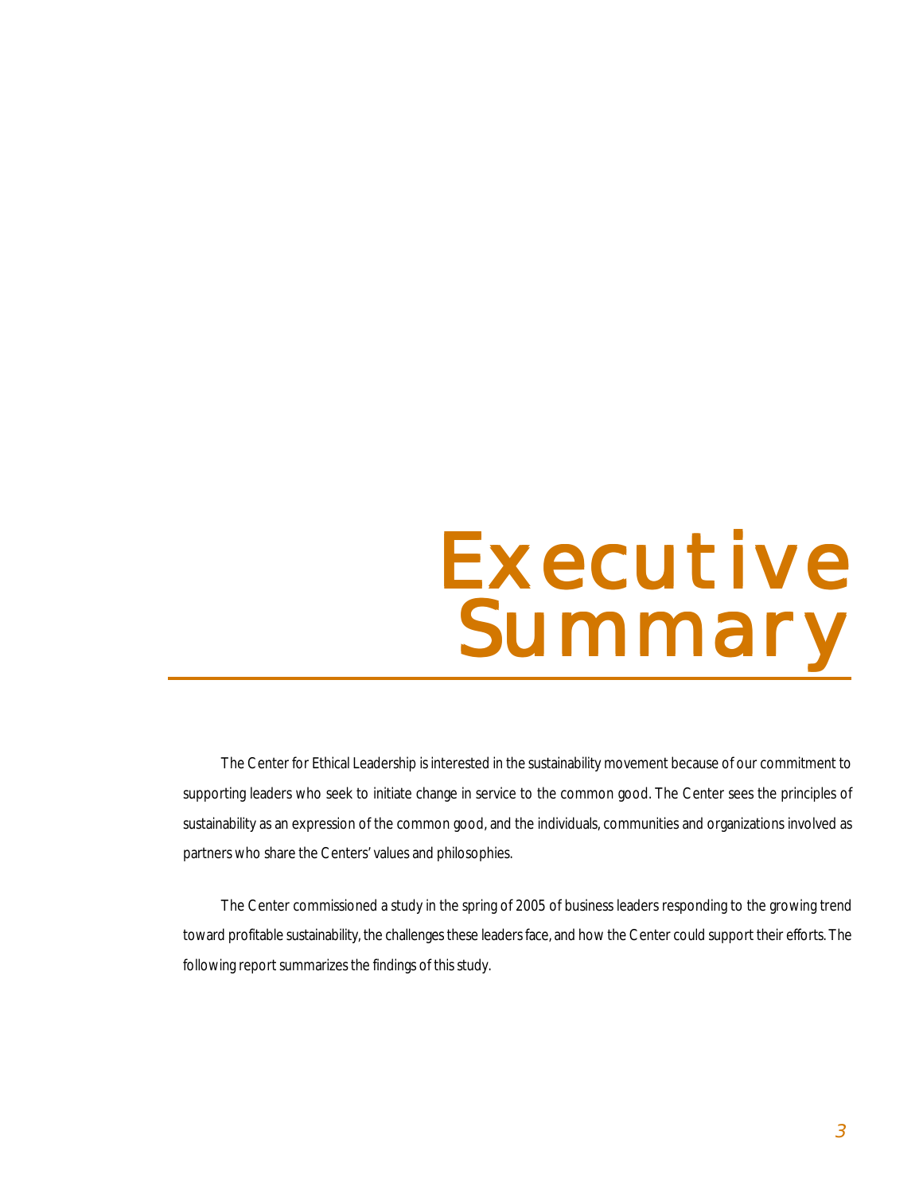# Executive Summary

The Center for Ethical Leadership is interested in the sustainability movement because of our commitment to supporting leaders who seek to initiate change in service to the common good. The Center sees the principles of sustainability as an expression of the common good, and the individuals, communities and organizations involved as partners who share the Centers' values and philosophies.

The Center commissioned a study in the spring of 2005 of business leaders responding to the growing trend toward profitable sustainability, the challenges these leaders face, and how the Center could support their efforts. The following report summarizes the findings of this study.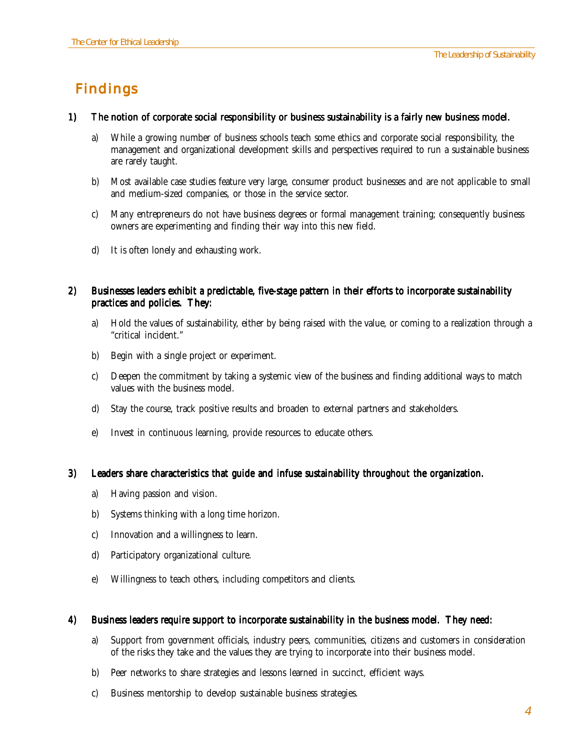# Findings

**1) The notion of corporate social responsibility or business sustainability is a fairly new business model.**

a) While a growing number of business schools teach some ethics and corporate social responsibility, the management and organizational development skills and perspectives required to run a sustainable business are rarely taught.

b) Most available case studies feature very large, consumer product businesses and are not applicable to small and medium-sized companies, or those in the service sector.

c) Many entrepreneurs do not have business degrees or formal management training; consequently business owners are experimenting and finding their way into this new field.

d) It is often lonely and exhausting work.

**2) Businesses leaders exhibit a predictable, five-stage pattern in their efforts to incorporate sustainability practices and policies. They:**

a) Hold the values of sustainability, either by being raised with the value, or coming to a realization through a "critical incident."

b) Begin with a single project or experiment.

c) Deepen the commitment by taking a systemic view of the business and finding additional ways to match values with the business model.

d) Stay the course, track positive results and broaden to external partners and stakeholders.

e) Invest in continuous learning, provide resources to educate others.

**3) Leaders share characteristics that guide and infuse sustainability throughout the organization.**

a) Having passion and vision.

b) Systems thinking with a long time horizon.

c) Innovation and a willingness to learn.

d) Participatory organizational culture.

e) Willingness to teach others, including competitors and clients.

**4) Business leaders require support to incorporate sustainability in the business model. They need:**

a) Support from government officials, industry peers, communities, citizens and customers in consideration of the risks they take and the values they are trying to incorporate into their business model.

b) Peer networks to share strategies and lessons learned in succinct, efficient ways.

c) Business mentorship to develop sustainable business strategies.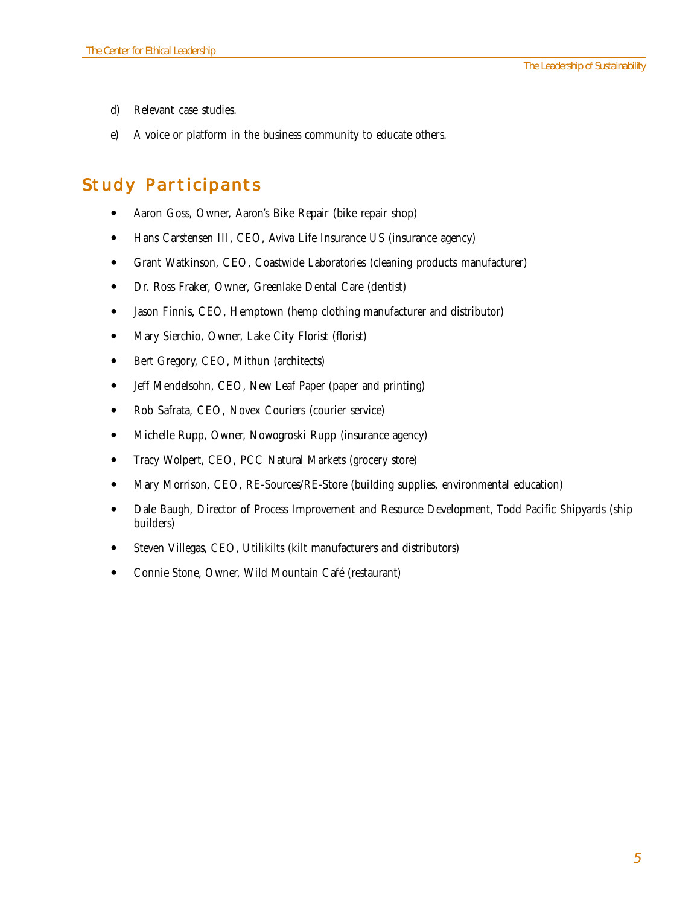d) Relevant case studies.

e) A voice or platform in the business community to educate others.

## Study Participants

- Aaron Goss, Owner, Aaron's Bike Repair (bike repair shop)
- Hans Carstensen III, CEO, Aviva Life Insurance US (insurance agency)
- Grant Watkinson, CEO, Coastwide Laboratories (cleaning products manufacturer)
- Dr. Ross Fraker, Owner, Greenlake Dental Care (dentist)
- Jason Finnis, CEO, Hemptown (hemp clothing manufacturer and distributor)
- Mary Sierchio, Owner, Lake City Florist (florist)
- Bert Gregory, CEO, Mithun (architects)
- Jeff Mendelsohn, CEO, New Leaf Paper (paper and printing)
- Rob Safrata, CEO, Novex Couriers (courier service)
- Michelle Rupp, Owner, Nowogroski Rupp (insurance agency)
- Tracy Wolpert, CEO, PCC Natural Markets (grocery store)
- Mary Morrison, CEO, RE-Sources/RE-Store (building supplies, environmental education)
- Dale Baugh, Director of Process Improvement and Resource Development, Todd Pacific Shipyards (ship builders)
- Steven Villegas, CEO, Utilikilts (kilt manufacturers and distributors)
- Connie Stone, Owner, Wild Mountain Café (restaurant)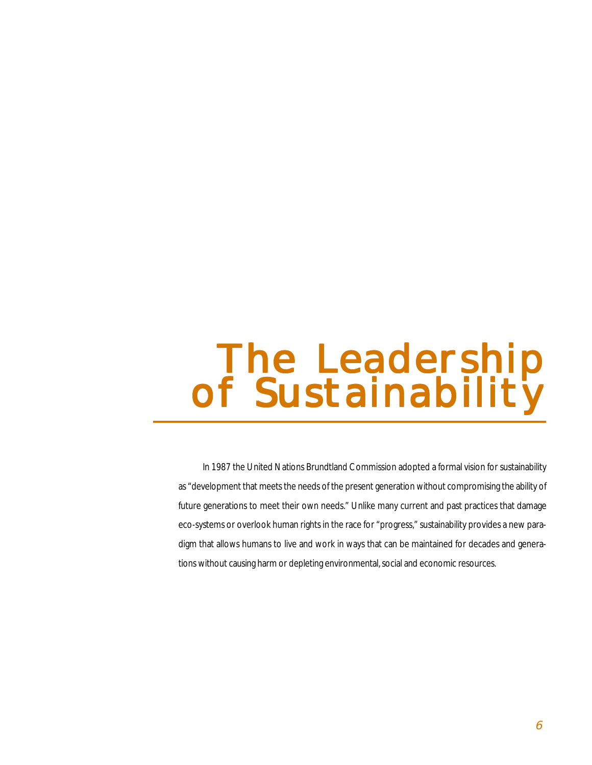# The Leadership of Sustainability

In 1987 the United Nations Brundtland Commission adopted a formal vision for sustainability as "development that meets the needs of the present generation without compromising the ability of future generations to meet their own needs." Unlike many current and past practices that damage eco-systems or overlook human rights in the race for "progress," sustainability provides a new paradigm that allows humans to live and work in ways that can be maintained for decades and generations without causing harm or depleting environmental, social and economic resources.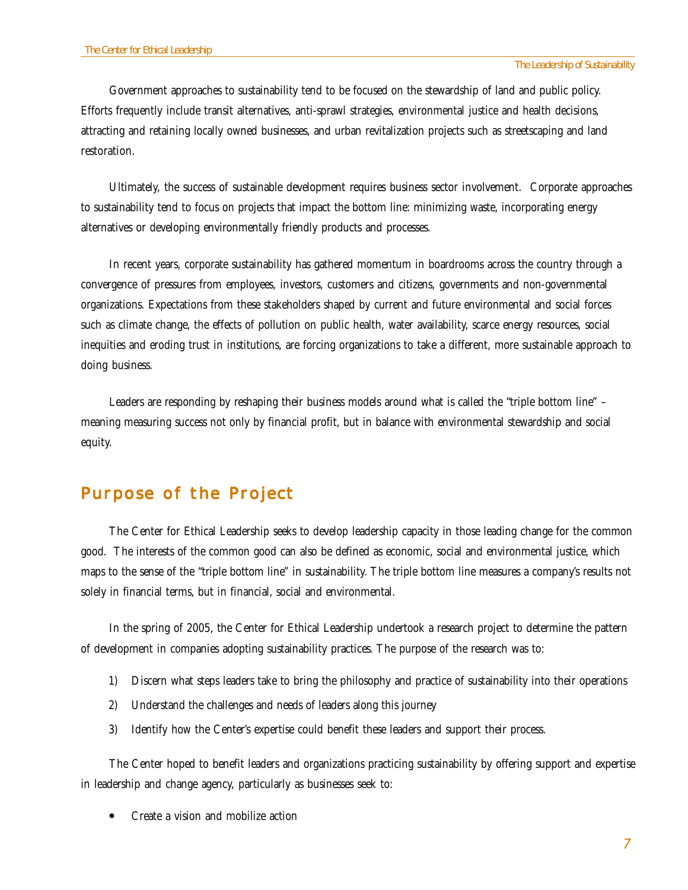Government approaches to sustainability tend to be focused on the stewardship of land and public policy. Efforts frequently include transit alternatives, anti-sprawl strategies, environmental justice and health decisions, attracting and retaining locally owned businesses, and urban revitalization projects such as streetscaping and land restoration.

Ultimately, the success of sustainable development requires business sector involvement. Corporate approaches to sustainability tend to focus on projects that impact the bottom line: minimizing waste, incorporating energy alternatives or developing environmentally friendly products and processes.

In recent years, corporate sustainability has gathered momentum in boardrooms across the country through a convergence of pressures from employees, investors, customers and citizens, governments and non-governmental organizations. Expectations from these stakeholders shaped by current and future environmental and social forces such as climate change, the effects of pollution on public health, water availability, scarce energy resources, social inequities and eroding trust in institutions, are forcing organizations to take a different, more sustainable approach to doing business.

Leaders are responding by reshaping their business models around what is called the "triple bottom line" – meaning measuring success not only by financial profit, but in balance with environmental stewardship and social equity.

## Purpose of the Project

The Center for Ethical Leadership seeks to develop leadership capacity in those leading change for the common good. The interests of the common good can also be defined as economic, social and environmental justice, which maps to the sense of the "triple bottom line" in sustainability. The triple bottom line measures a company's results not solely in financial terms, but in financial, social and environmental.

In the spring of 2005, the Center for Ethical Leadership undertook a research project to determine the pattern of development in companies adopting sustainability practices. The purpose of the research was to:

1) Discern what steps leaders take to bring the philosophy and practice of sustainability into their operations
2) Understand the challenges and needs of leaders along this journey
3) Identify how the Center's expertise could benefit these leaders and support their process.

The Center hoped to benefit leaders and organizations practicing sustainability by offering support and expertise in leadership and change agency, particularly as businesses seek to:

- Create a vision and mobilize action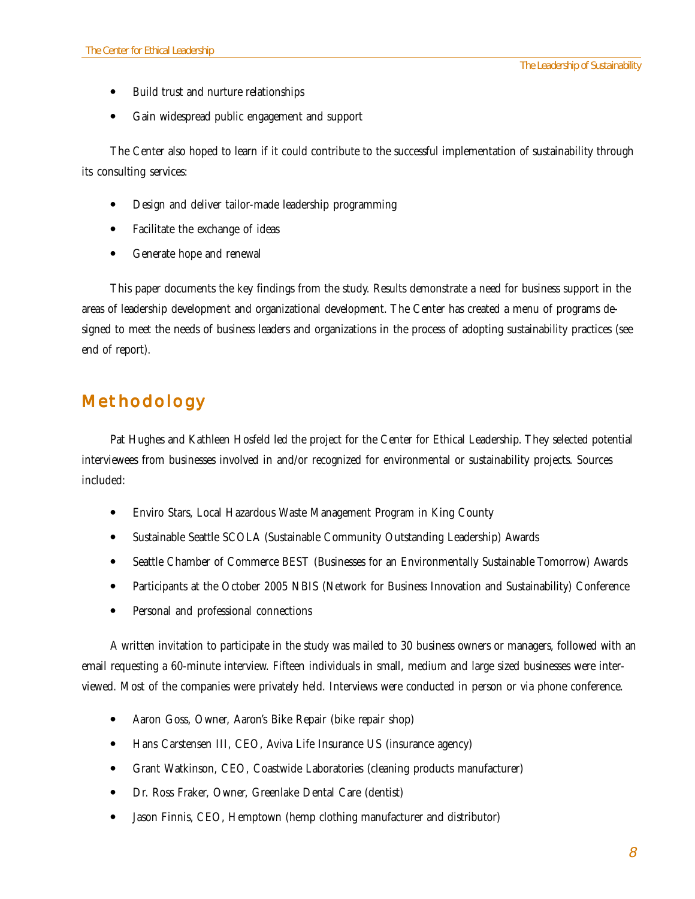- Build trust and nurture relationships
- Gain widespread public engagement and support

The Center also hoped to learn if it could contribute to the successful implementation of sustainability through its consulting services:

- Design and deliver tailor-made leadership programming
- Facilitate the exchange of ideas
- Generate hope and renewal

This paper documents the key findings from the study. Results demonstrate a need for business support in the areas of leadership development and organizational development. The Center has created a menu of programs designed to meet the needs of business leaders and organizations in the process of adopting sustainability practices (see end of report).

## Methodology

Pat Hughes and Kathleen Hosfeld led the project for the Center for Ethical Leadership. They selected potential interviewees from businesses involved in and/or recognized for environmental or sustainability projects. Sources included:

- Enviro Stars, Local Hazardous Waste Management Program in King County
- Sustainable Seattle SCOLA (Sustainable Community Outstanding Leadership) Awards
- Seattle Chamber of Commerce BEST (Businesses for an Environmentally Sustainable Tomorrow) Awards
- Participants at the October 2005 NBIS (Network for Business Innovation and Sustainability) Conference
- Personal and professional connections

A written invitation to participate in the study was mailed to 30 business owners or managers, followed with an email requesting a 60-minute interview. Fifteen individuals in small, medium and large sized businesses were interviewed. Most of the companies were privately held. Interviews were conducted in person or via phone conference.

- Aaron Goss, Owner, Aaron's Bike Repair (bike repair shop)
- Hans Carstensen III, CEO, Aviva Life Insurance US (insurance agency)
- Grant Watkinson, CEO, Coastwide Laboratories (cleaning products manufacturer)
- Dr. Ross Fraker, Owner, Greenlake Dental Care (dentist)
- Jason Finnis, CEO, Hemptown (hemp clothing manufacturer and distributor)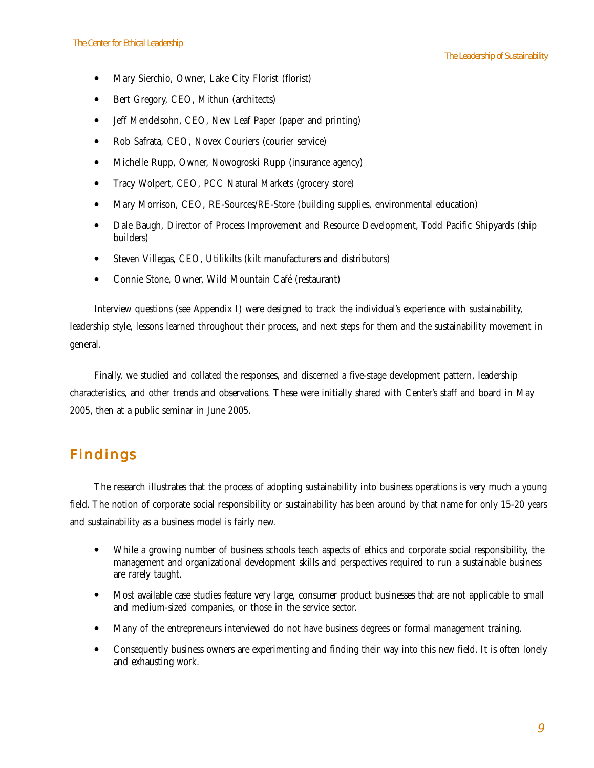- Mary Sierchio, Owner, Lake City Florist (florist)
- Bert Gregory, CEO, Mithun (architects)
- Jeff Mendelsohn, CEO, New Leaf Paper (paper and printing)
- Rob Safrata, CEO, Novex Couriers (courier service)
- Michelle Rupp, Owner, Nowogroski Rupp (insurance agency)
- Tracy Wolpert, CEO, PCC Natural Markets (grocery store)
- Mary Morrison, CEO, RE-Sources/RE-Store (building supplies, environmental education)
- Dale Baugh, Director of Process Improvement and Resource Development, Todd Pacific Shipyards (ship builders)
- Steven Villegas, CEO, Utilikilts (kilt manufacturers and distributors)
- Connie Stone, Owner, Wild Mountain Café (restaurant)

Interview questions (see Appendix I) were designed to track the individual's experience with sustainability, leadership style, lessons learned throughout their process, and next steps for them and the sustainability movement in general.

Finally, we studied and collated the responses, and discerned a five-stage development pattern, leadership characteristics, and other trends and observations. These were initially shared with Center's staff and board in May 2005, then at a public seminar in June 2005.

## Findings

The research illustrates that the process of adopting sustainability into business operations is very much a young field. The notion of corporate social responsibility or sustainability has been around by that name for only 15-20 years and sustainability as a business model is fairly new.

- While a growing number of business schools teach aspects of ethics and corporate social responsibility, the management and organizational development skills and perspectives required to run a sustainable business are rarely taught.
- Most available case studies feature very large, consumer product businesses that are not applicable to small and medium-sized companies, or those in the service sector.
- Many of the entrepreneurs interviewed do not have business degrees or formal management training.
- Consequently business owners are experimenting and finding their way into this new field. It is often lonely and exhausting work.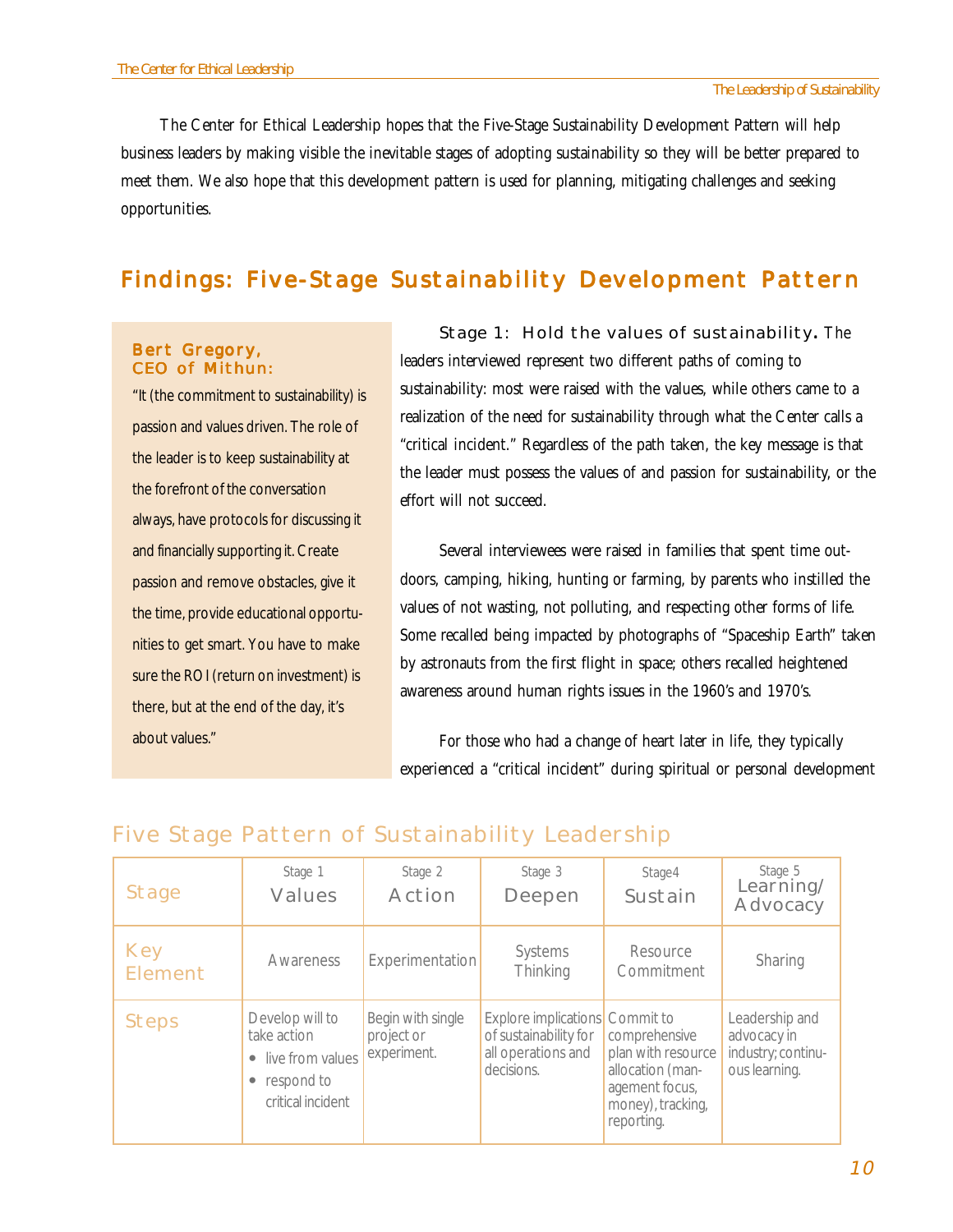The Center for Ethical Leadership hopes that the Five-Stage Sustainability Development Pattern will help business leaders by making visible the inevitable stages of adopting sustainability so they will be better prepared to meet them. We also hope that this development pattern is used for planning, mitigating challenges and seeking opportunities.

## Findings: Five-Stage Sustainability Development Pattern

> **Bert Gregory, CEO of Mithun:**
>
> "It (the commitment to sustainability) is passion and values driven. The role of the leader is to keep sustainability at the forefront of the conversation always, have protocols for discussing it and financially supporting it. Create passion and remove obstacles, give it the time, provide educational opportunities to get smart. You have to make sure the ROI (return on investment) is there, but at the end of the day, it's about values."

**Stage 1: Hold the values of sustainability.** The leaders interviewed represent two different paths of coming to sustainability: most were raised with the values, while others came to a realization of the need for sustainability through what the Center calls a "critical incident." Regardless of the path taken, the key message is that the leader must possess the values of and passion for sustainability, or the effort will not succeed.

Several interviewees were raised in families that spent time outdoors, camping, hiking, hunting or farming, by parents who instilled the values of not wasting, not polluting, and respecting other forms of life. Some recalled being impacted by photographs of "Spaceship Earth" taken by astronauts from the first flight in space; others recalled heightened awareness around human rights issues in the 1960's and 1970's.

For those who had a change of heart later in life, they typically experienced a "critical incident" during spiritual or personal development

### Five Stage Pattern of Sustainability Leadership

| Stage | Stage 1 Values | Stage 2 Action | Stage 3 Deepen | Stage4 Sustain | Stage 5 Learning/ Advocacy |
|---|---|---|---|---|---|
| Key Element | Awareness | Experimentation | Systems Thinking | Resource Commitment | Sharing |
| Steps | Develop will to take action<br>• live from values<br>• respond to critical incident | Begin with single project or experiment. | Explore implications of sustainability for all operations and decisions. | Commit to comprehensive plan with resource allocation (management focus, money), tracking, reporting. | Leadership and advocacy in industry; continuous learning. |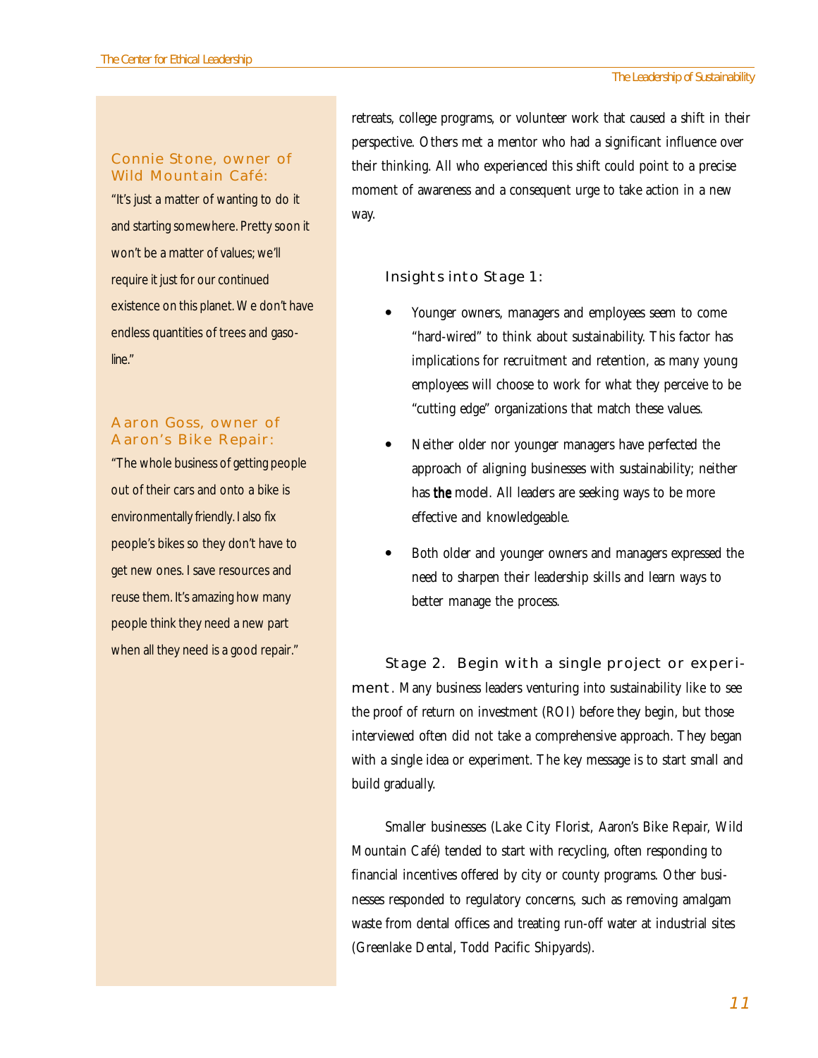**Connie Stone, owner of Wild Mountain Café:**

"It's just a matter of wanting to do it and starting somewhere. Pretty soon it won't be a matter of values; we'll require it just for our continued existence on this planet. We don't have endless quantities of trees and gasoline."

**Aaron Goss, owner of Aaron's Bike Repair:**

"The whole business of getting people out of their cars and onto a bike is environmentally friendly. I also fix people's bikes so they don't have to get new ones. I save resources and reuse them. It's amazing how many people think they need a new part when all they need is a good repair."

retreats, college programs, or volunteer work that caused a shift in their perspective. Others met a mentor who had a significant influence over their thinking. All who experienced this shift could point to a precise moment of awareness and a consequent urge to take action in a new way.

### Insights into Stage 1:

- Younger owners, managers and employees seem to come "hard-wired" to think about sustainability. This factor has implications for recruitment and retention, as many young employees will choose to work for what they perceive to be "cutting edge" organizations that match these values.
- Neither older nor younger managers have perfected the approach of aligning businesses with sustainability; neither has **the** model. All leaders are seeking ways to be more effective and knowledgeable.
- Both older and younger owners and managers expressed the need to sharpen their leadership skills and learn ways to better manage the process.

**Stage 2. Begin with a single project or experiment.** Many business leaders venturing into sustainability like to see the proof of return on investment (ROI) before they begin, but those interviewed often did not take a comprehensive approach. They began with a single idea or experiment. The key message is to start small and build gradually.

Smaller businesses (Lake City Florist, Aaron's Bike Repair, Wild Mountain Café) tended to start with recycling, often responding to financial incentives offered by city or county programs. Other businesses responded to regulatory concerns, such as removing amalgam waste from dental offices and treating run-off water at industrial sites (Greenlake Dental, Todd Pacific Shipyards).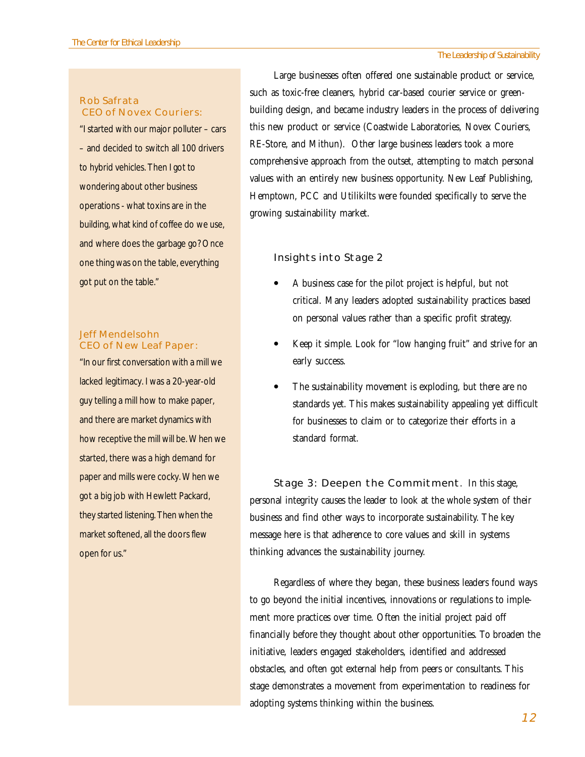**Rob Safrata**
**CEO of Novex Couriers:**

"I started with our major polluter – cars – and decided to switch all 100 drivers to hybrid vehicles. Then I got to wondering about other business operations - what toxins are in the building, what kind of coffee do we use, and where does the garbage go? Once one thing was on the table, everything got put on the table."

**Jeff Mendelsohn**
**CEO of New Leaf Paper:**

"In our first conversation with a mill we lacked legitimacy. I was a 20-year-old guy telling a mill how to make paper, and there are market dynamics with how receptive the mill will be. When we started, there was a high demand for paper and mills were cocky. When we got a big job with Hewlett Packard, they started listening. Then when the market softened, all the doors flew open for us."

Large businesses often offered one sustainable product or service, such as toxic-free cleaners, hybrid car-based courier service or green-building design, and became industry leaders in the process of delivering this new product or service (Coastwide Laboratories, Novex Couriers, RE-Store, and Mithun). Other large business leaders took a more comprehensive approach from the outset, attempting to match personal values with an entirely new business opportunity. New Leaf Publishing, Hemptown, PCC and Utilikilts were founded specifically to serve the growing sustainability market.

### Insights into Stage 2

- A business case for the pilot project is helpful, but not critical. Many leaders adopted sustainability practices based on personal values rather than a specific profit strategy.
- Keep it simple. Look for "low hanging fruit" and strive for an early success.
- The sustainability movement is exploding, but there are no standards yet. This makes sustainability appealing yet difficult for businesses to claim or to categorize their efforts in a standard format.

**Stage 3: Deepen the Commitment.** In this stage, personal integrity causes the leader to look at the whole system of their business and find other ways to incorporate sustainability. The key message here is that adherence to core values and skill in systems thinking advances the sustainability journey.

Regardless of where they began, these business leaders found ways to go beyond the initial incentives, innovations or regulations to implement more practices over time. Often the initial project paid off financially before they thought about other opportunities. To broaden the initiative, leaders engaged stakeholders, identified and addressed obstacles, and often got external help from peers or consultants. This stage demonstrates a movement from experimentation to readiness for adopting systems thinking within the business.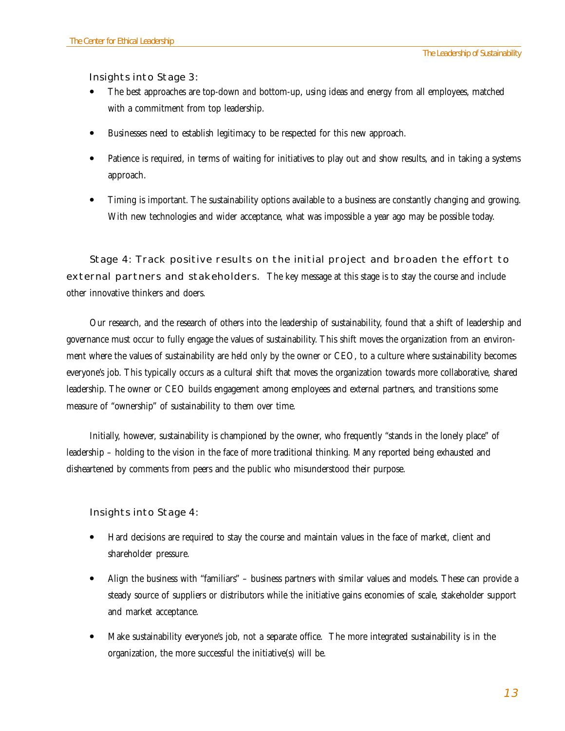### Insights into Stage 3:

- The best approaches are top-down *and* bottom-up, using ideas and energy from all employees, matched with a commitment from top leadership.
- Businesses need to establish legitimacy to be respected for this new approach.
- Patience is required, in terms of waiting for initiatives to play out and show results, and in taking a systems approach.
- Timing is important. The sustainability options available to a business are constantly changing and growing. With new technologies and wider acceptance, what was impossible a year ago may be possible today.

**Stage 4: Track positive results on the initial project and broaden the effort to external partners and stakeholders.** The key message at this stage is to stay the course and include other innovative thinkers and doers.

Our research, and the research of others into the leadership of sustainability, found that a shift of leadership and governance must occur to fully engage the values of sustainability. This shift moves the organization from an environment where the values of sustainability are held only by the owner or CEO, to a culture where sustainability becomes everyone's job. This typically occurs as a cultural shift that moves the organization towards more collaborative, shared leadership. The owner or CEO builds engagement among employees and external partners, and transitions some measure of "ownership" of sustainability to them over time.

Initially, however, sustainability is championed by the owner, who frequently "stands in the lonely place" of leadership – holding to the vision in the face of more traditional thinking. Many reported being exhausted and disheartened by comments from peers and the public who misunderstood their purpose.

### Insights into Stage 4:

- Hard decisions are required to stay the course and maintain values in the face of market, client and shareholder pressure.
- Align the business with "familiars" – business partners with similar values and models. These can provide a steady source of suppliers or distributors while the initiative gains economies of scale, stakeholder support and market acceptance.
- Make sustainability everyone's job, not a separate office. The more integrated sustainability is in the organization, the more successful the initiative(s) will be.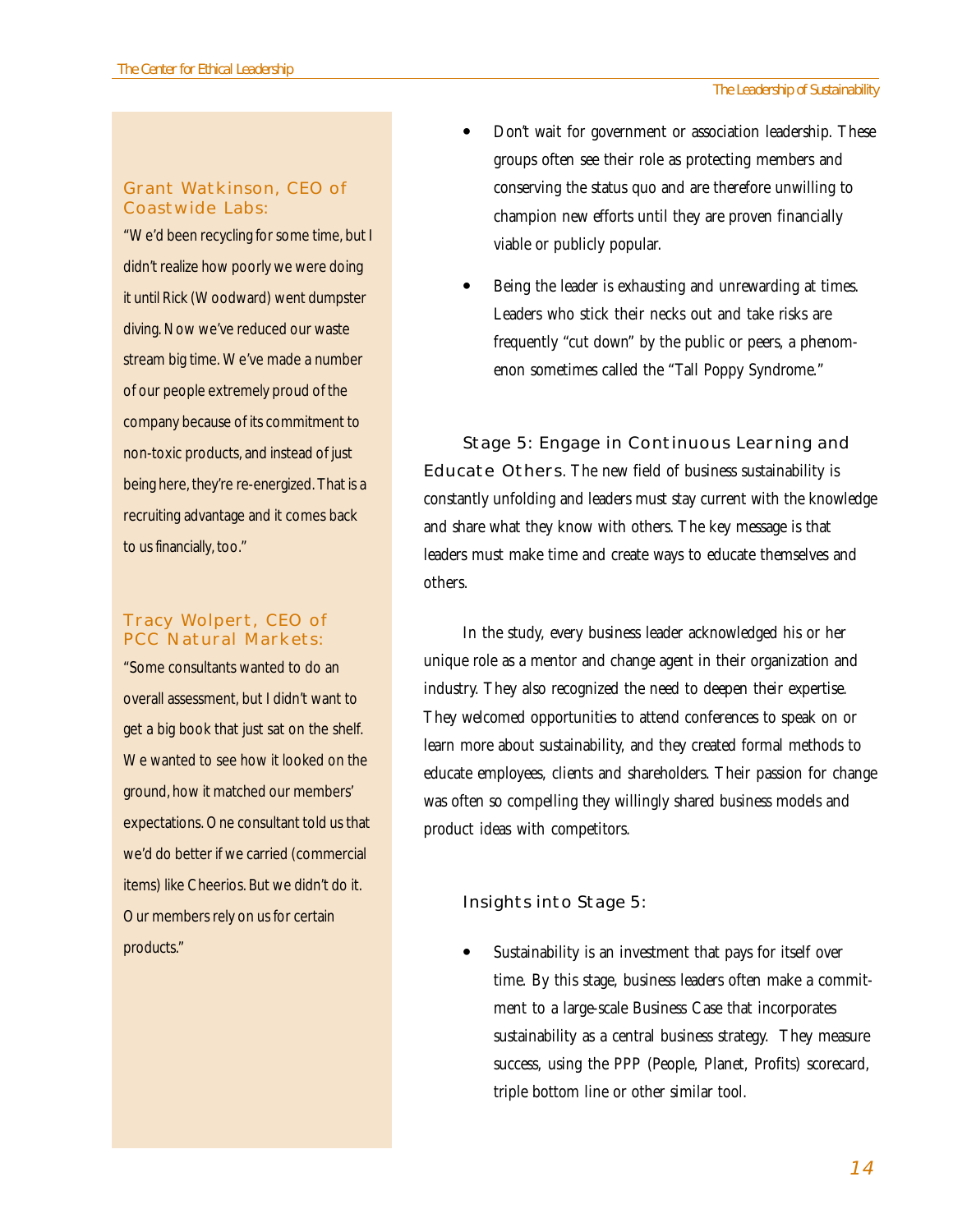**Grant Watkinson, CEO of Coastwide Labs:**

"We'd been recycling for some time, but I didn't realize how poorly we were doing it until Rick (Woodward) went dumpster diving. Now we've reduced our waste stream big time. We've made a number of our people extremely proud of the company because of its commitment to non-toxic products, and instead of just being here, they're re-energized. That is a recruiting advantage and it comes back to us financially, too."

**Tracy Wolpert, CEO of PCC Natural Markets:**

"Some consultants wanted to do an overall assessment, but I didn't want to get a big book that just sat on the shelf. We wanted to see how it looked on the ground, how it matched our members' expectations. One consultant told us that we'd do better if we carried (commercial items) like Cheerios. But we didn't do it. Our members rely on us for certain products."

- Don't wait for government or association leadership. These groups often see their role as protecting members and conserving the status quo and are therefore unwilling to champion new efforts until they are proven financially viable or publicly popular.
- Being the leader is exhausting and unrewarding at times. Leaders who stick their necks out and take risks are frequently "cut down" by the public or peers, a phenomenon sometimes called the "Tall Poppy Syndrome."

**Stage 5: Engage in Continuous Learning and Educate Others.** The new field of business sustainability is constantly unfolding and leaders must stay current with the knowledge and share what they know with others. The key message is that leaders must make time and create ways to educate themselves and others.

In the study, every business leader acknowledged his or her unique role as a mentor and change agent in their organization and industry. They also recognized the need to deepen their expertise. They welcomed opportunities to attend conferences to speak on or learn more about sustainability, and they created formal methods to educate employees, clients and shareholders. Their passion for change was often so compelling they willingly shared business models and product ideas with competitors.

### Insights into Stage 5:

- Sustainability is an investment that pays for itself over time. By this stage, business leaders often make a commitment to a large-scale Business Case that incorporates sustainability as a central business strategy. They measure success, using the PPP (People, Planet, Profits) scorecard, triple bottom line or other similar tool.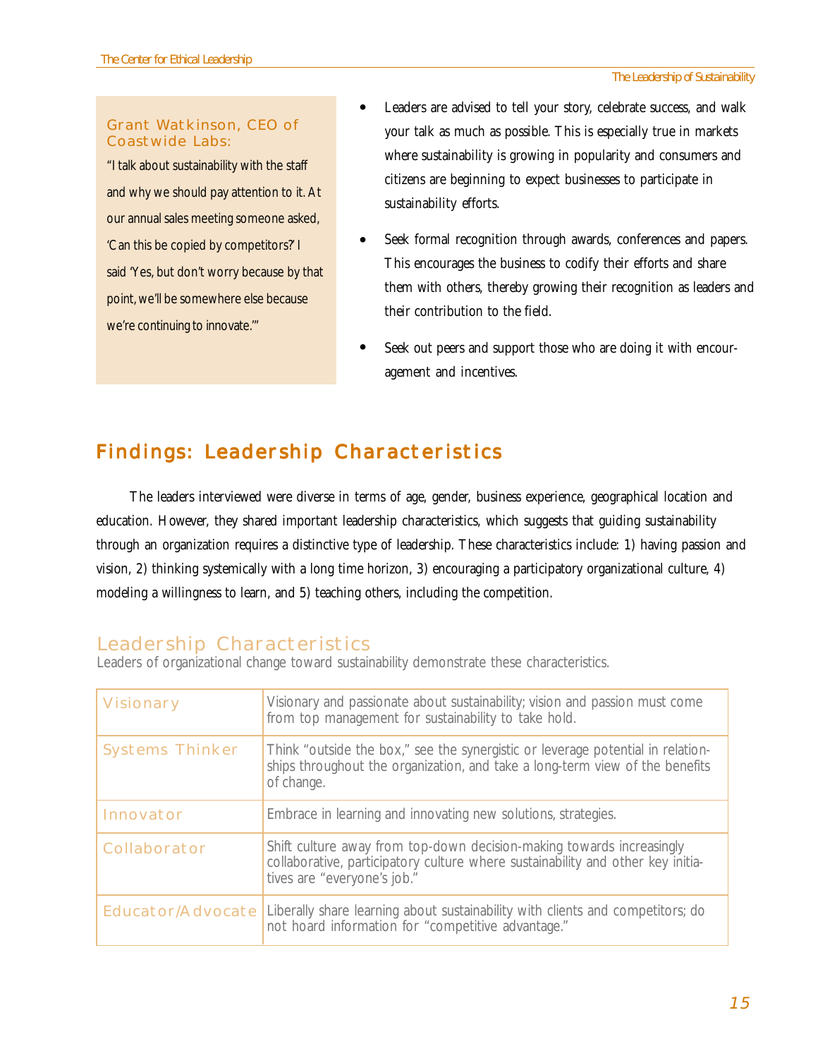**Grant Watkinson, CEO of Coastwide Labs:**

"I talk about sustainability with the staff and why we should pay attention to it. At our annual sales meeting someone asked, 'Can this be copied by competitors?' I said 'Yes, but don't worry because by that point, we'll be somewhere else because we're continuing to innovate.'"

- Leaders are advised to tell your story, celebrate success, and walk your talk as much as possible. This is especially true in markets where sustainability is growing in popularity and consumers and citizens are beginning to expect businesses to participate in sustainability efforts.
- Seek formal recognition through awards, conferences and papers. This encourages the business to codify their efforts and share them with others, thereby growing their recognition as leaders and their contribution to the field.
- Seek out peers and support those who are doing it with encouragement and incentives.

## Findings: Leadership Characteristics

The leaders interviewed were diverse in terms of age, gender, business experience, geographical location and education. However, they shared important leadership characteristics, which suggests that guiding sustainability through an organization requires a distinctive type of leadership. These characteristics include: 1) having passion and vision, 2) thinking systemically with a long time horizon, 3) encouraging a participatory organizational culture, 4) modeling a willingness to learn, and 5) teaching others, including the competition.

### Leadership Characteristics

Leaders of organizational change toward sustainability demonstrate these characteristics.

| | |
|---|---|
| Visionary | Visionary and passionate about sustainability; vision and passion must come from top management for sustainability to take hold. |
| Systems Thinker | Think "outside the box," see the synergistic or leverage potential in relationships throughout the organization, and take a long-term view of the benefits of change. |
| Innovator | Embrace in learning and innovating new solutions, strategies. |
| Collaborator | Shift culture away from top-down decision-making towards increasingly collaborative, participatory culture where sustainability and other key initiatives are "everyone's job." |
| Educator/Advocate | Liberally share learning about sustainability with clients and competitors; do not hoard information for "competitive advantage." |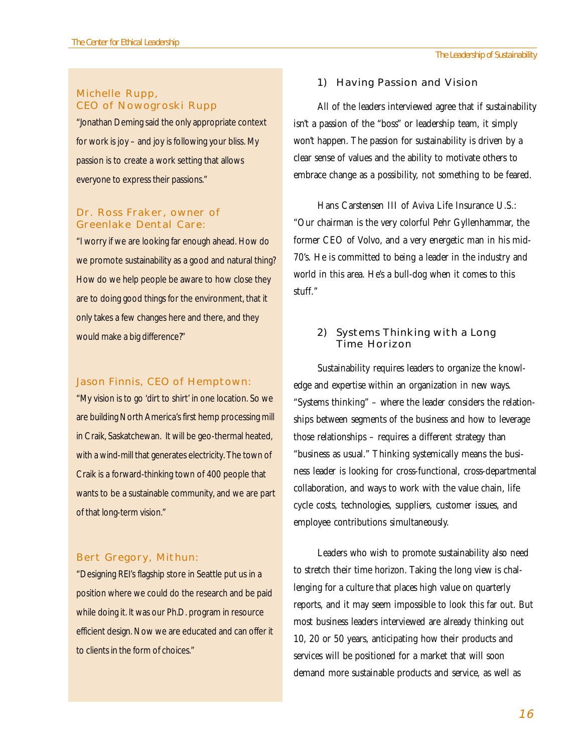### Michelle Rupp, CEO of Nowogroski Rupp

"Jonathan Deming said the only appropriate context for work is joy – and joy is following your bliss. My passion is to create a work setting that allows everyone to express their passions."

### Dr. Ross Fraker, owner of Greenlake Dental Care:

"I worry if we are looking far enough ahead. How do we promote sustainability as a good and natural thing? How do we help people be aware to how close they are to doing good things for the environment, that it only takes a few changes here and there, and they would make a big difference?"

### Jason Finnis, CEO of Hemptown:

"My vision is to go 'dirt to shirt' in one location. So we are building North America's first hemp processing mill in Craik, Saskatchewan. It will be geo-thermal heated, with a wind-mill that generates electricity. The town of Craik is a forward-thinking town of 400 people that wants to be a sustainable community, and we are part of that long-term vision."

### Bert Gregory, Mithun:

"Designing REI's flagship store in Seattle put us in a position where we could do the research and be paid while doing it. It was our Ph.D. program in resource efficient design. Now we are educated and can offer it to clients in the form of choices."

## 1) Having Passion and Vision

All of the leaders interviewed agree that if sustainability isn't a passion of the "boss" or leadership team, it simply won't happen. The passion for sustainability is driven by a clear sense of values and the ability to motivate others to embrace change as a possibility, not something to be feared.

Hans Carstensen III of Aviva Life Insurance U.S.: "Our chairman is the very colorful Pehr Gyllenhammar, the former CEO of Volvo, and a very energetic man in his mid-70's. He is committed to being a leader in the industry and world in this area. He's a bull-dog when it comes to this stuff."

## 2) Systems Thinking with a Long Time Horizon

Sustainability requires leaders to organize the knowledge and expertise within an organization in new ways. "Systems thinking" – where the leader considers the relationships between segments of the business and how to leverage those relationships – requires a different strategy than "business as usual." Thinking systemically means the business leader is looking for cross-functional, cross-departmental collaboration, and ways to work with the value chain, life cycle costs, technologies, suppliers, customer issues, and employee contributions simultaneously.

Leaders who wish to promote sustainability also need to stretch their time horizon. Taking the long view is challenging for a culture that places high value on quarterly reports, and it may seem impossible to look this far out. But most business leaders interviewed are already thinking out 10, 20 or 50 years, anticipating how their products and services will be positioned for a market that will soon demand more sustainable products and service, as well as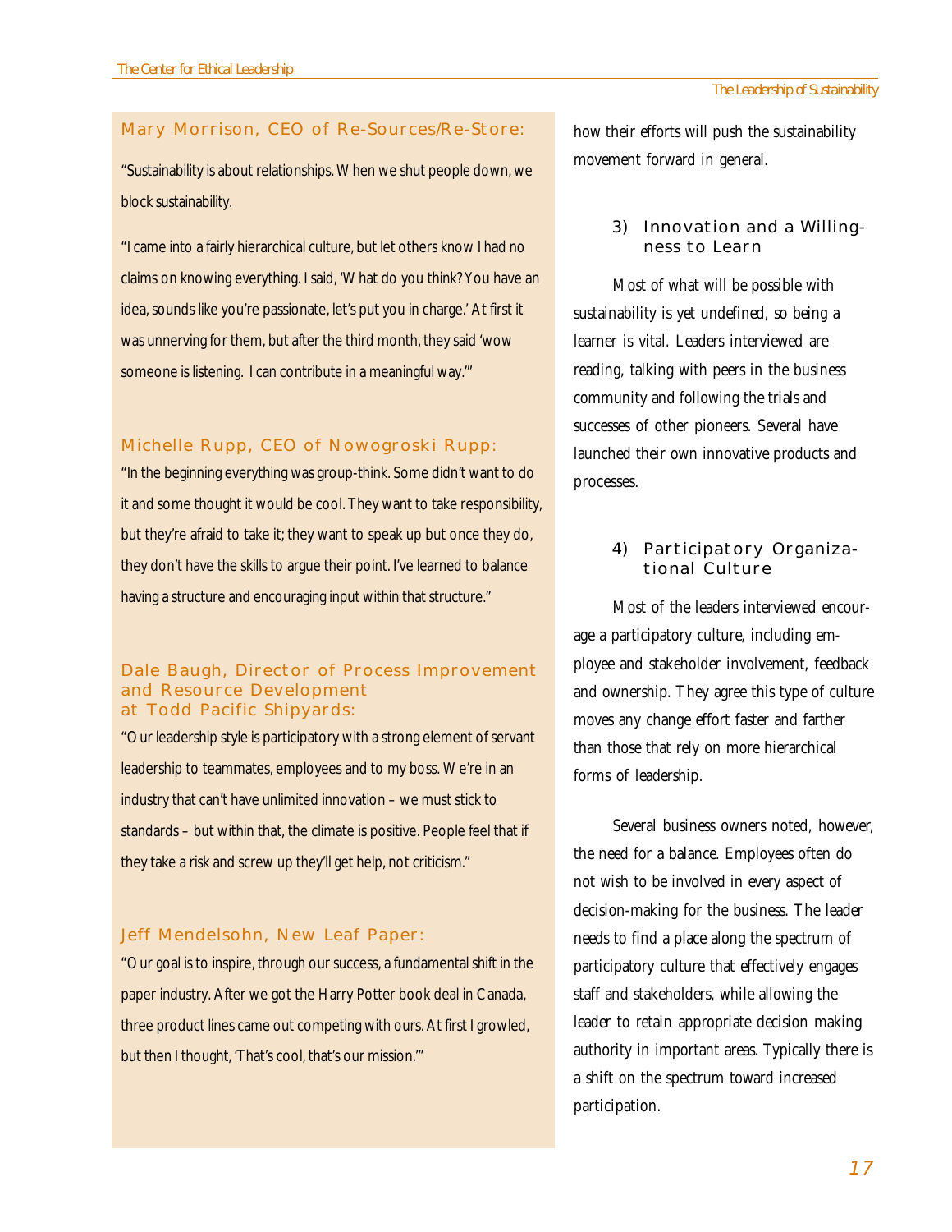### Mary Morrison, CEO of Re-Sources/Re-Store:

"Sustainability is about relationships. When we shut people down, we block sustainability.

"I came into a fairly hierarchical culture, but let others know I had no claims on knowing everything. I said, 'What do you think? You have an idea, sounds like you're passionate, let's put you in charge.' At first it was unnerving for them, but after the third month, they said 'wow someone is listening. I can contribute in a meaningful way.'"

### Michelle Rupp, CEO of Nowogroski Rupp:

"In the beginning everything was group-think. Some didn't want to do it and some thought it would be cool. They want to take responsibility, but they're afraid to take it; they want to speak up but once they do, they don't have the skills to argue their point. I've learned to balance having a structure and encouraging input within that structure."

### Dale Baugh, Director of Process Improvement and Resource Development at Todd Pacific Shipyards:

"Our leadership style is participatory with a strong element of servant leadership to teammates, employees and to my boss. We're in an industry that can't have unlimited innovation – we must stick to standards – but within that, the climate is positive. People feel that if they take a risk and screw up they'll get help, not criticism."

### Jeff Mendelsohn, New Leaf Paper:

"Our goal is to inspire, through our success, a fundamental shift in the paper industry. After we got the Harry Potter book deal in Canada, three product lines came out competing with ours. At first I growled, but then I thought, 'That's cool, that's our mission.'"

how their efforts will push the sustainability movement forward in general.

### 3) Innovation and a Willingness to Learn

Most of what will be possible with sustainability is yet undefined, so being a learner is vital. Leaders interviewed are reading, talking with peers in the business community and following the trials and successes of other pioneers. Several have launched their own innovative products and processes.

### 4) Participatory Organizational Culture

Most of the leaders interviewed encourage a participatory culture, including employee and stakeholder involvement, feedback and ownership. They agree this type of culture moves any change effort faster and farther than those that rely on more hierarchical forms of leadership.

Several business owners noted, however, the need for a balance. Employees often do not wish to be involved in every aspect of decision-making for the business. The leader needs to find a place along the spectrum of participatory culture that effectively engages staff and stakeholders, while allowing the leader to retain appropriate decision making authority in important areas. Typically there is a shift on the spectrum toward increased participation.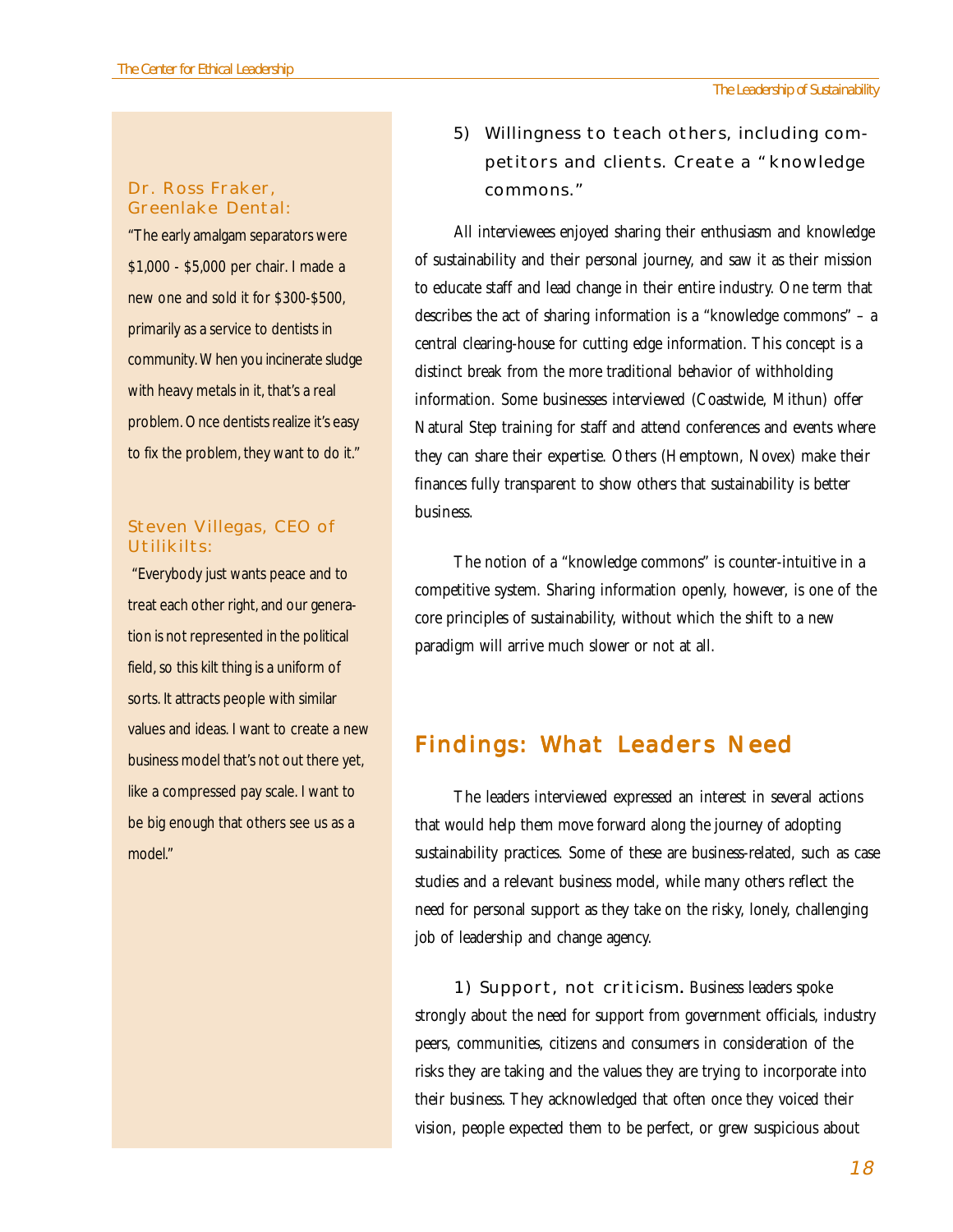**Dr. Ross Fraker, Greenlake Dental:**

"The early amalgam separators were $1,000 - $5,000 per chair. I made a new one and sold it for $300-$500, primarily as a service to dentists in community. When you incinerate sludge with heavy metals in it, that's a real problem. Once dentists realize it's easy to fix the problem, they want to do it."

**Steven Villegas, CEO of Utilikilts:**

"Everybody just wants peace and to treat each other right, and our generation is not represented in the political field, so this kilt thing is a uniform of sorts. It attracts people with similar values and ideas. I want to create a new business model that's not out there yet, like a compressed pay scale. I want to be big enough that others see us as a model."

5) Willingness to teach others, including competitors and clients. Create a "knowledge commons."

All interviewees enjoyed sharing their enthusiasm and knowledge of sustainability and their personal journey, and saw it as their mission to educate staff and lead change in their entire industry. One term that describes the act of sharing information is a "knowledge commons" – a central clearing-house for cutting edge information. This concept is a distinct break from the more traditional behavior of withholding information. Some businesses interviewed (Coastwide, Mithun) offer Natural Step training for staff and attend conferences and events where they can share their expertise. Others (Hemptown, Novex) make their finances fully transparent to show others that sustainability is better business.

The notion of a "knowledge commons" is counter-intuitive in a competitive system. Sharing information openly, however, is one of the core principles of sustainability, without which the shift to a new paradigm will arrive much slower or not at all.

## Findings: What Leaders Need

The leaders interviewed expressed an interest in several actions that would help them move forward along the journey of adopting sustainability practices. Some of these are business-related, such as case studies and a relevant business model, while many others reflect the need for personal support as they take on the risky, lonely, challenging job of leadership and change agency.

1) Support, not criticism. Business leaders spoke strongly about the need for support from government officials, industry peers, communities, citizens and consumers in consideration of the risks they are taking and the values they are trying to incorporate into their business. They acknowledged that often once they voiced their vision, people expected them to be perfect, or grew suspicious about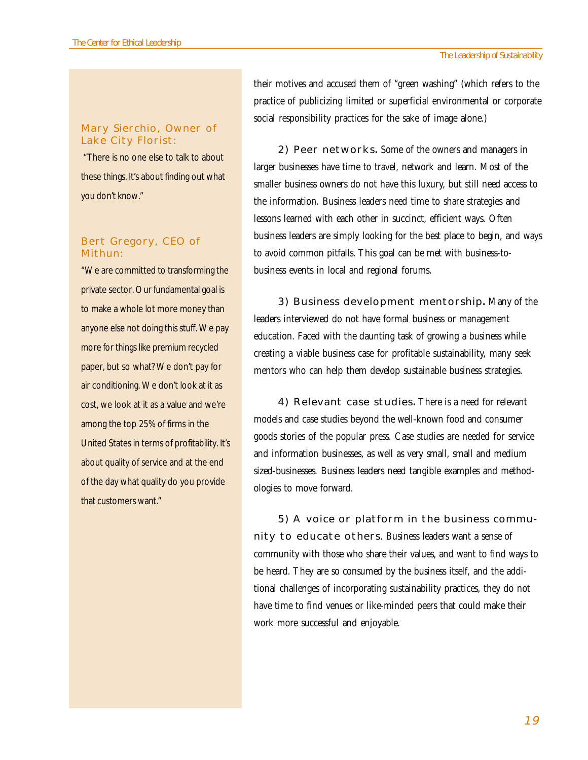their motives and accused them of "green washing" (which refers to the practice of publicizing limited or superficial environmental or corporate social responsibility practices for the sake of image alone.)

**2) Peer networks.** Some of the owners and managers in larger businesses have time to travel, network and learn. Most of the smaller business owners do not have this luxury, but still need access to the information. Business leaders need time to share strategies and lessons learned with each other in succinct, efficient ways. Often business leaders are simply looking for the best place to begin, and ways to avoid common pitfalls. This goal can be met with business-to-business events in local and regional forums.

**3) Business development mentorship.** Many of the leaders interviewed do not have formal business or management education. Faced with the daunting task of growing a business while creating a viable business case for profitable sustainability, many seek mentors who can help them develop sustainable business strategies.

**4) Relevant case studies.** There is a need for relevant models and case studies beyond the well-known food and consumer goods stories of the popular press. Case studies are needed for service and information businesses, as well as very small, small and medium sized-businesses. Business leaders need tangible examples and methodologies to move forward.

**5) A voice or platform in the business community to educate others.** Business leaders want a sense of community with those who share their values, and want to find ways to be heard. They are so consumed by the business itself, and the additional challenges of incorporating sustainability practices, they do not have time to find venues or like-minded peers that could make their work more successful and enjoyable.

---

**Mary Sierchio, Owner of Lake City Florist:**

"There is no one else to talk to about these things. It's about finding out what you don't know."

**Bert Gregory, CEO of Mithun:**

"We are committed to transforming the private sector. Our fundamental goal is to make a whole lot more money than anyone else not doing this stuff. We pay more for things like premium recycled paper, but so what? We don't pay for air conditioning. We don't look at it as cost, we look at it as a value and we're among the top 25% of firms in the United States in terms of profitability. It's about quality of service and at the end of the day what quality do you provide that customers want."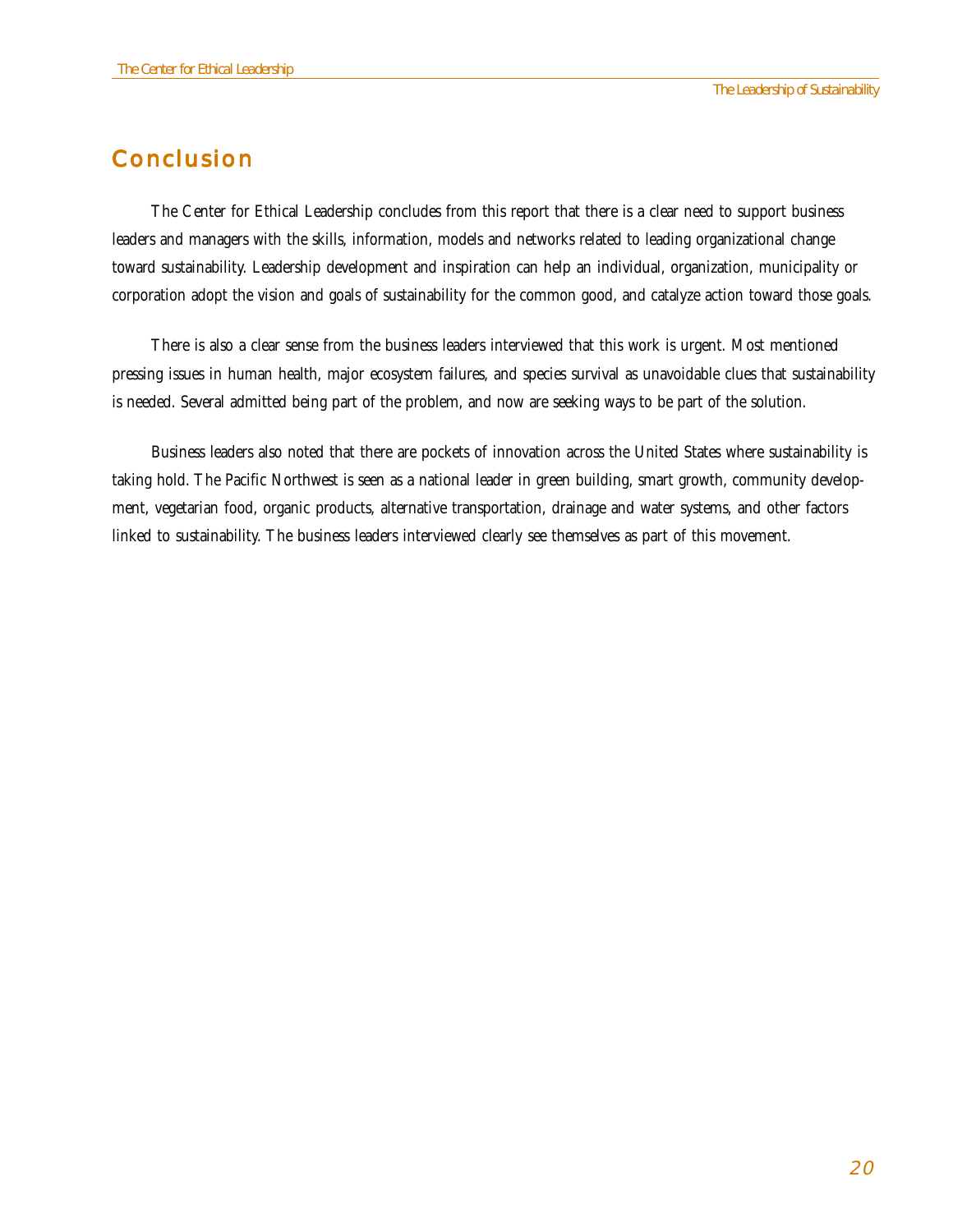## Conclusion

The Center for Ethical Leadership concludes from this report that there is a clear need to support business leaders and managers with the skills, information, models and networks related to leading organizational change toward sustainability. Leadership development and inspiration can help an individual, organization, municipality or corporation adopt the vision and goals of sustainability for the common good, and catalyze action toward those goals.

There is also a clear sense from the business leaders interviewed that this work is urgent. Most mentioned pressing issues in human health, major ecosystem failures, and species survival as unavoidable clues that sustainability is needed. Several admitted being part of the problem, and now are seeking ways to be part of the solution.

Business leaders also noted that there are pockets of innovation across the United States where sustainability is taking hold. The Pacific Northwest is seen as a national leader in green building, smart growth, community development, vegetarian food, organic products, alternative transportation, drainage and water systems, and other factors linked to sustainability. The business leaders interviewed clearly see themselves as part of this movement.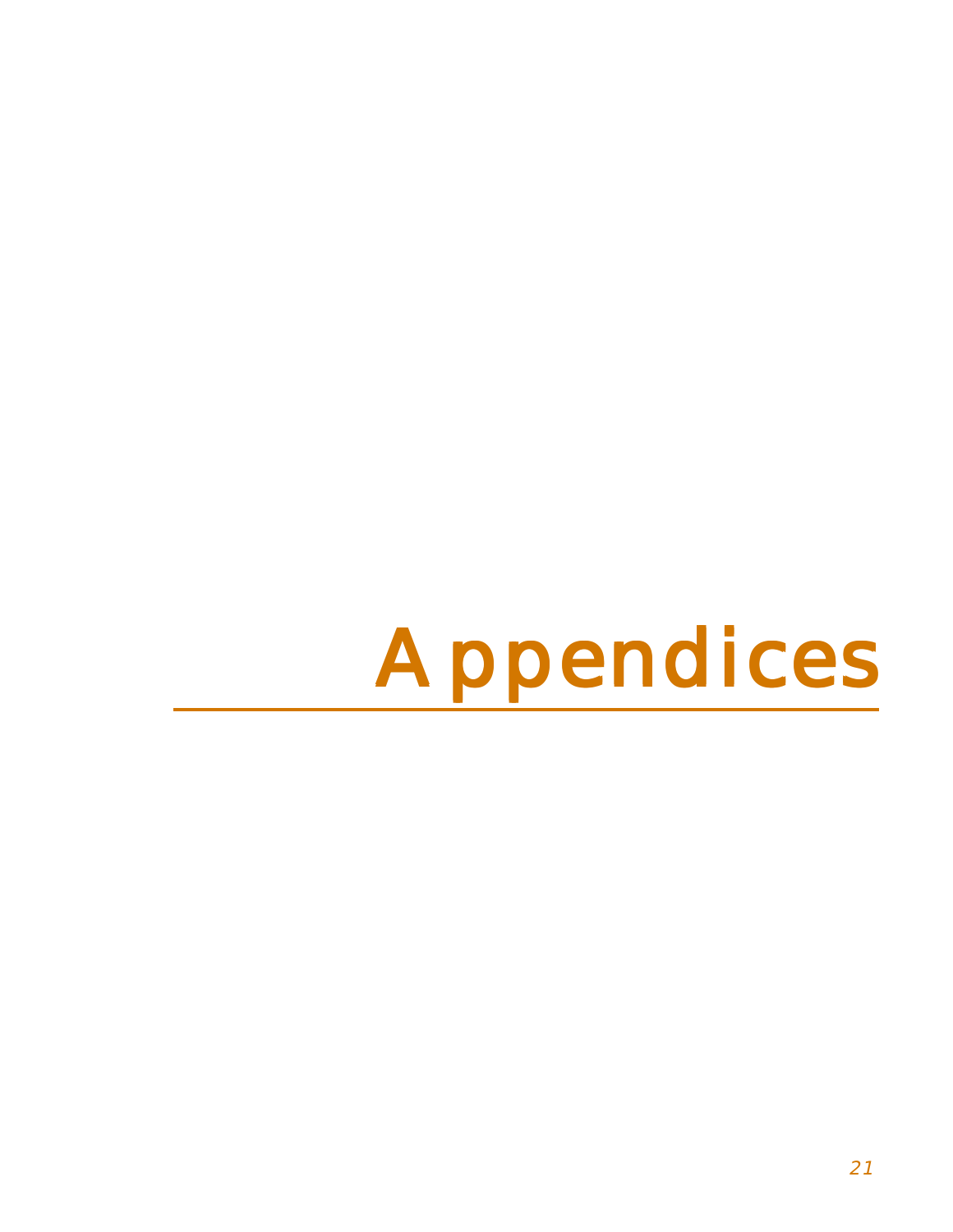# Appendices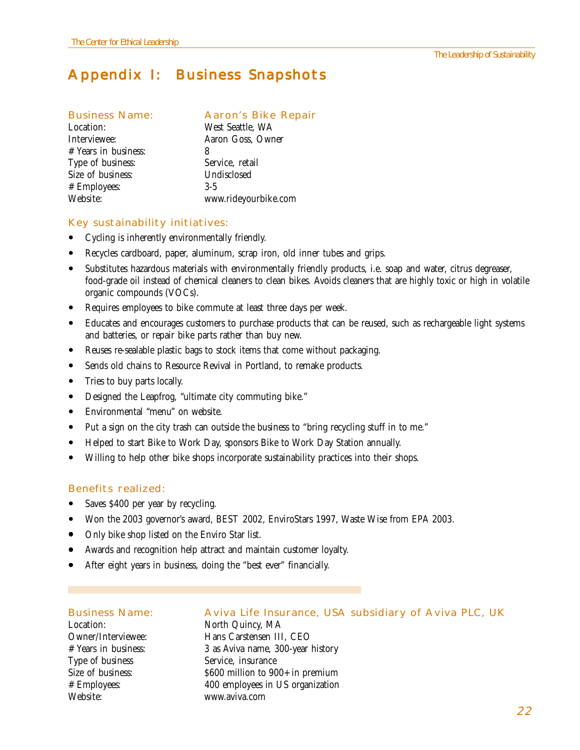# Appendix I: Business Snapshots

| Business Name: | Aaron's Bike Repair |
|---|---|
| Location: | West Seattle, WA |
| Interviewee: | Aaron Goss, Owner |
| # Years in business: | 8 |
| Type of business: | Service, retail |
| Size of business: | Undisclosed |
| # Employees: | 3-5 |
| Website: | www.rideyourbike.com |

### Key sustainability initiatives:

- Cycling is inherently environmentally friendly.
- Recycles cardboard, paper, aluminum, scrap iron, old inner tubes and grips.
- Substitutes hazardous materials with environmentally friendly products, i.e. soap and water, citrus degreaser, food-grade oil instead of chemical cleaners to clean bikes. Avoids cleaners that are highly toxic or high in volatile organic compounds (VOCs).
- Requires employees to bike commute at least three days per week.
- Educates and encourages customers to purchase products that can be reused, such as rechargeable light systems and batteries, or repair bike parts rather than buy new.
- Reuses re-sealable plastic bags to stock items that come without packaging.
- Sends old chains to Resource Revival in Portland, to remake products.
- Tries to buy parts locally.
- Designed the Leapfrog, "ultimate city commuting bike."
- Environmental "menu" on website.
- Put a sign on the city trash can outside the business to "bring recycling stuff in to me."
- Helped to start Bike to Work Day, sponsors Bike to Work Day Station annually.
- Willing to help other bike shops incorporate sustainability practices into their shops.

### Benefits realized:

- Saves $400 per year by recycling.
- Won the 2003 governor's award, BEST 2002, EnviroStars 1997, Waste Wise from EPA 2003.
- Only bike shop listed on the Enviro Star list.
- Awards and recognition help attract and maintain customer loyalty.
- After eight years in business, doing the "best ever" financially.

| Business Name: | Aviva Life Insurance, USA subsidiary of Aviva PLC, UK |
|---|---|
| Location: | North Quincy, MA |
| Owner/Interviewee: | Hans Carstensen III, CEO |
| # Years in business: | 3 as Aviva name, 300-year history |
| Type of business | Service, insurance |
| Size of business: | $600 million to 900+ in premium |
| # Employees: | 400 employees in US organization |
| Website: | www.aviva.com |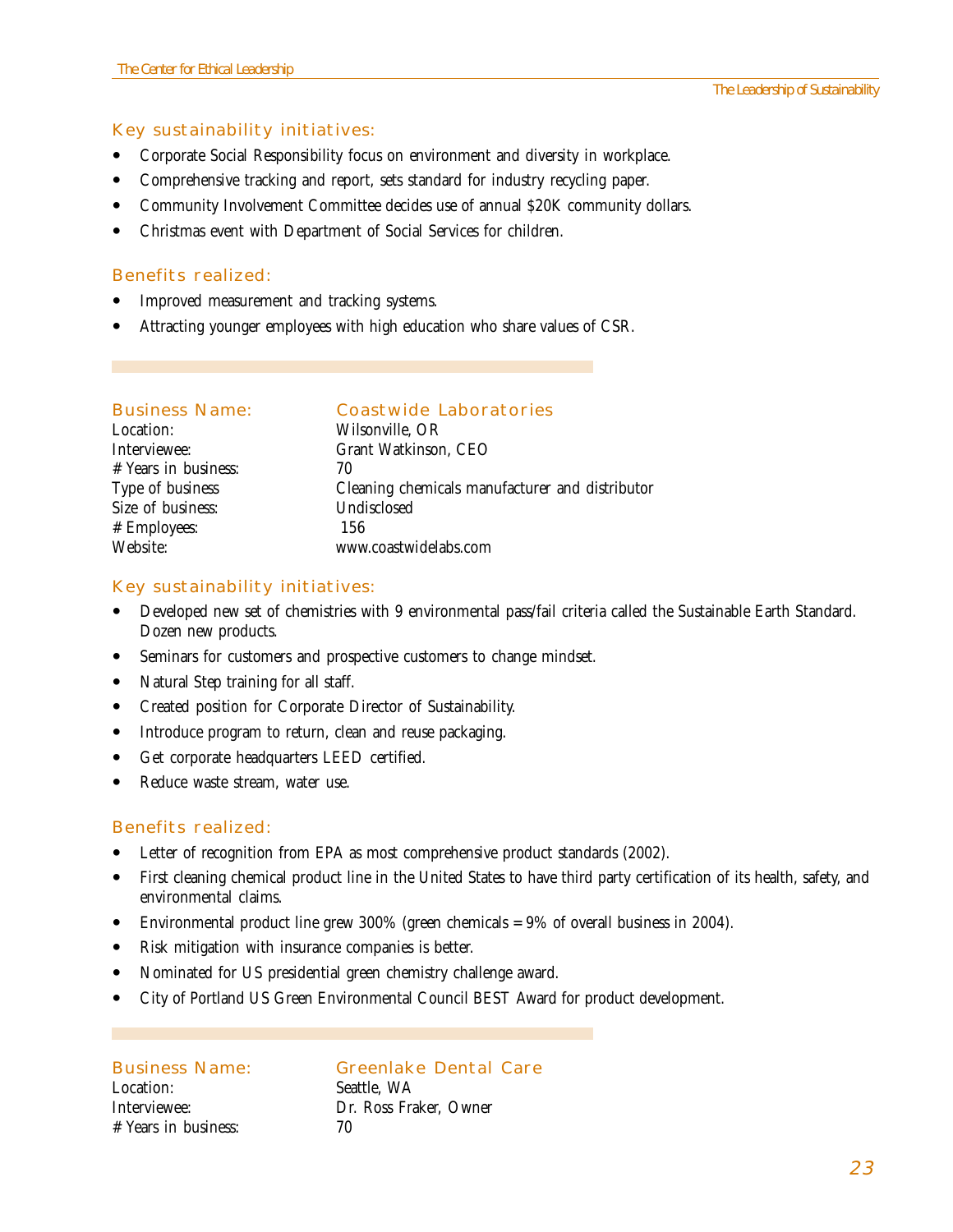### Key sustainability initiatives:

- Corporate Social Responsibility focus on environment and diversity in workplace.
- Comprehensive tracking and report, sets standard for industry recycling paper.
- Community Involvement Committee decides use of annual $20K community dollars.
- Christmas event with Department of Social Services for children.

### Benefits realized:

- Improved measurement and tracking systems.
- Attracting younger employees with high education who share values of CSR.

---

| Business Name: | Coastwide Laboratories |
|---|---|
| Location: | Wilsonville, OR |
| Interviewee: | Grant Watkinson, CEO |
| # Years in business: | 70 |
| Type of business | Cleaning chemicals manufacturer and distributor |
| Size of business: | Undisclosed |
| # Employees: | 156 |
| Website: | www.coastwidelabs.com |

### Key sustainability initiatives:

- Developed new set of chemistries with 9 environmental pass/fail criteria called the Sustainable Earth Standard. Dozen new products.
- Seminars for customers and prospective customers to change mindset.
- Natural Step training for all staff.
- Created position for Corporate Director of Sustainability.
- Introduce program to return, clean and reuse packaging.
- Get corporate headquarters LEED certified.
- Reduce waste stream, water use.

### Benefits realized:

- Letter of recognition from EPA as most comprehensive product standards (2002).
- First cleaning chemical product line in the United States to have third party certification of its health, safety, and environmental claims.
- Environmental product line grew 300% (green chemicals = 9% of overall business in 2004).
- Risk mitigation with insurance companies is better.
- Nominated for US presidential green chemistry challenge award.
- City of Portland US Green Environmental Council BEST Award for product development.

---

| Business Name: | Greenlake Dental Care |
|---|---|
| Location: | Seattle, WA |
| Interviewee: | Dr. Ross Fraker, Owner |
| # Years in business: | 70 |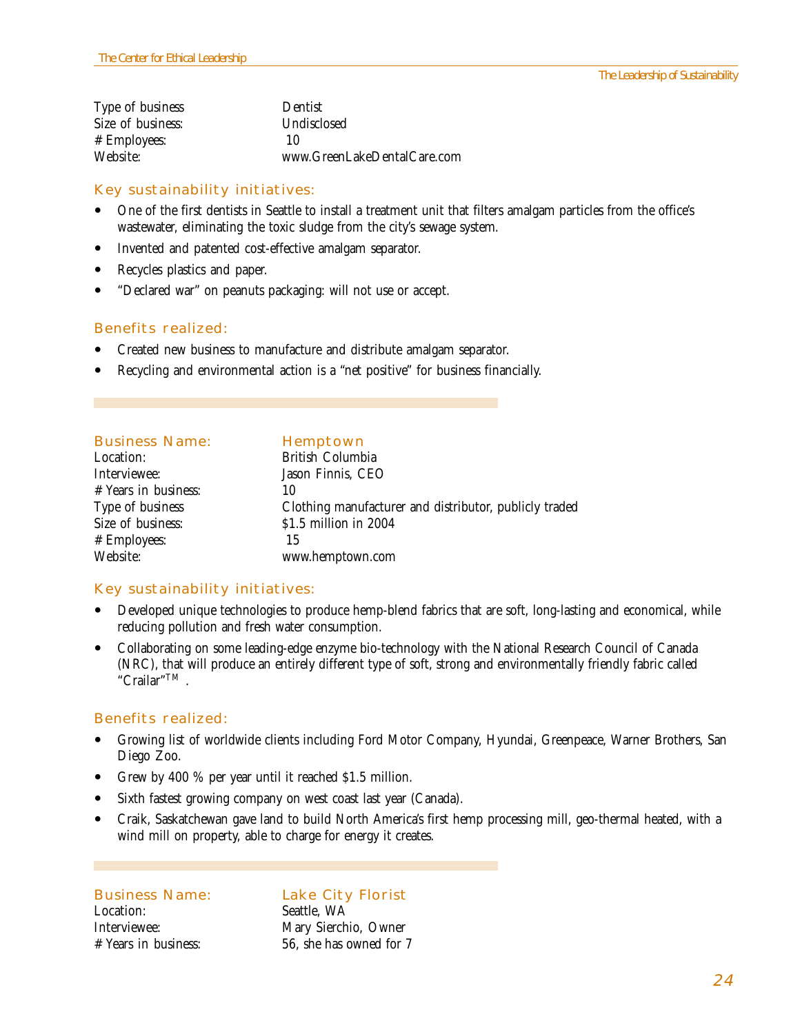Type of business: Dentist
Size of business: Undisclosed
# Employees: 10
Website: www.GreenLakeDentalCare.com

### Key sustainability initiatives:

- One of the first dentists in Seattle to install a treatment unit that filters amalgam particles from the office's wastewater, eliminating the toxic sludge from the city's sewage system.
- Invented and patented cost-effective amalgam separator.
- Recycles plastics and paper.
- "Declared war" on peanuts packaging: will not use or accept.

### Benefits realized:

- Created new business to manufacture and distribute amalgam separator.
- Recycling and environmental action is a "net positive" for business financially.

---

## Business Name: Hemptown

Location: British Columbia
Interviewee: Jason Finnis, CEO
# Years in business: 10
Type of business: Clothing manufacturer and distributor, publicly traded
Size of business: $1.5 million in 2004
# Employees: 15
Website: www.hemptown.com

### Key sustainability initiatives:

- Developed unique technologies to produce hemp-blend fabrics that are soft, long-lasting and economical, while reducing pollution and fresh water consumption.
- Collaborating on some leading-edge enzyme bio-technology with the National Research Council of Canada (NRC), that will produce an entirely different type of soft, strong and environmentally friendly fabric called "Crailar"TM .

### Benefits realized:

- Growing list of worldwide clients including Ford Motor Company, Hyundai, Greenpeace, Warner Brothers, San Diego Zoo.
- Grew by 400 % per year until it reached $1.5 million.
- Sixth fastest growing company on west coast last year (Canada).
- Craik, Saskatchewan gave land to build North America's first hemp processing mill, geo-thermal heated, with a wind mill on property, able to charge for energy it creates.

---

## Business Name: Lake City Florist

Location: Seattle, WA
Interviewee: Mary Sierchio, Owner
# Years in business: 56, she has owned for 7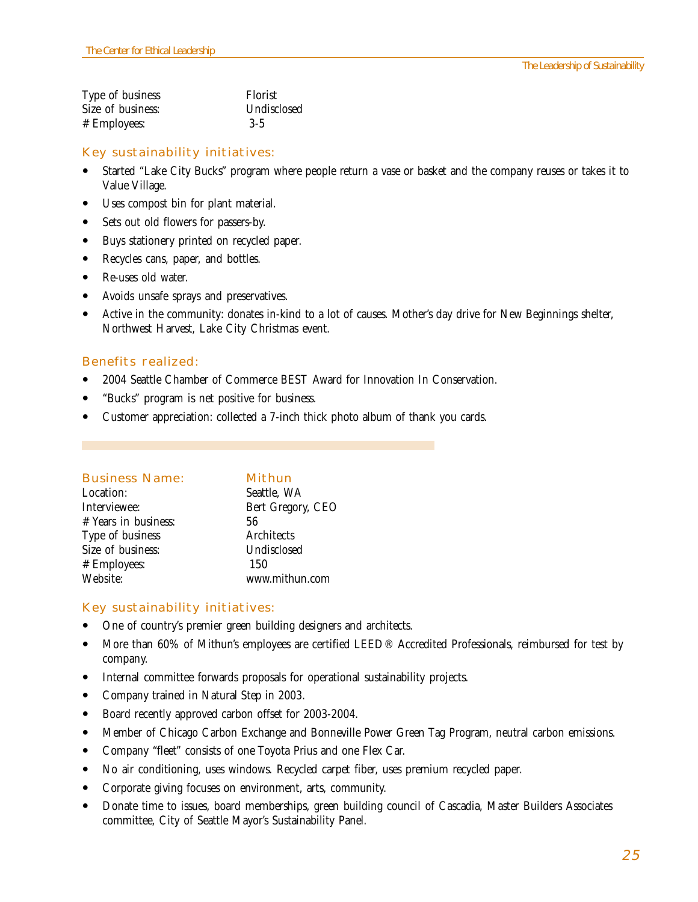| | |
|---|---|
| Type of business | Florist |
| Size of business: | Undisclosed |
| # Employees: | 3-5 |

### Key sustainability initiatives:

- Started "Lake City Bucks" program where people return a vase or basket and the company reuses or takes it to Value Village.
- Uses compost bin for plant material.
- Sets out old flowers for passers-by.
- Buys stationery printed on recycled paper.
- Recycles cans, paper, and bottles.
- Re-uses old water.
- Avoids unsafe sprays and preservatives.
- Active in the community: donates in-kind to a lot of causes. Mother's day drive for New Beginnings shelter, Northwest Harvest, Lake City Christmas event.

### Benefits realized:

- 2004 Seattle Chamber of Commerce BEST Award for Innovation In Conservation.
- "Bucks" program is net positive for business.
- Customer appreciation: collected a 7-inch thick photo album of thank you cards.

---

| Business Name: | Mithun |
|---|---|
| Location: | Seattle, WA |
| Interviewee: | Bert Gregory, CEO |
| # Years in business: | 56 |
| Type of business | Architects |
| Size of business: | Undisclosed |
| # Employees: | 150 |
| Website: | www.mithun.com |

### Key sustainability initiatives:

- One of country's premier green building designers and architects.
- More than 60% of Mithun's employees are certified LEED® Accredited Professionals, reimbursed for test by company.
- Internal committee forwards proposals for operational sustainability projects.
- Company trained in Natural Step in 2003.
- Board recently approved carbon offset for 2003-2004.
- Member of Chicago Carbon Exchange and Bonneville Power Green Tag Program, neutral carbon emissions.
- Company "fleet" consists of one Toyota Prius and one Flex Car.
- No air conditioning, uses windows. Recycled carpet fiber, uses premium recycled paper.
- Corporate giving focuses on environment, arts, community.
- Donate time to issues, board memberships, green building council of Cascadia, Master Builders Associates committee, City of Seattle Mayor's Sustainability Panel.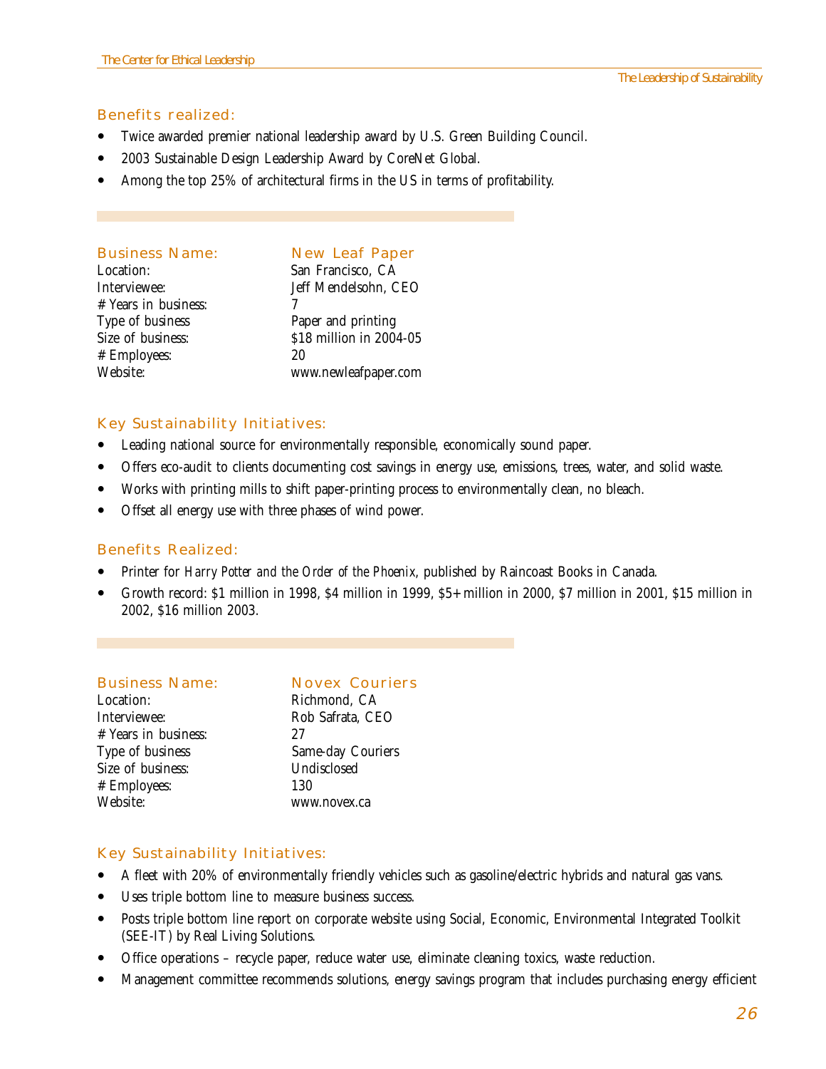### Benefits realized:

- Twice awarded premier national leadership award by U.S. Green Building Council.
- 2003 Sustainable Design Leadership Award by CoreNet Global.
- Among the top 25% of architectural firms in the US in terms of profitability.

---

### Business Name: New Leaf Paper

| | |
|---|---|
| Location: | San Francisco, CA |
| Interviewee: | Jeff Mendelsohn, CEO |
| # Years in business: | 7 |
| Type of business | Paper and printing |
| Size of business: | $18 million in 2004-05 |
| # Employees: | 20 |
| Website: | www.newleafpaper.com |

### Key Sustainability Initiatives:

- Leading national source for environmentally responsible, economically sound paper.
- Offers eco-audit to clients documenting cost savings in energy use, emissions, trees, water, and solid waste.
- Works with printing mills to shift paper-printing process to environmentally clean, no bleach.
- Offset all energy use with three phases of wind power.

### Benefits Realized:

- Printer for *Harry Potter and the Order of the Phoenix*, published by Raincoast Books in Canada.
- Growth record: $1 million in 1998, $4 million in 1999, $5+ million in 2000, $7 million in 2001, $15 million in 2002, $16 million 2003.

---

### Business Name: Novex Couriers

| | |
|---|---|
| Location: | Richmond, CA |
| Interviewee: | Rob Safrata, CEO |
| # Years in business: | 27 |
| Type of business | Same-day Couriers |
| Size of business: | Undisclosed |
| # Employees: | 130 |
| Website: | www.novex.ca |

### Key Sustainability Initiatives:

- A fleet with 20% of environmentally friendly vehicles such as gasoline/electric hybrids and natural gas vans.
- Uses triple bottom line to measure business success.
- Posts triple bottom line report on corporate website using Social, Economic, Environmental Integrated Toolkit (SEE-IT) by Real Living Solutions.
- Office operations – recycle paper, reduce water use, eliminate cleaning toxics, waste reduction.
- Management committee recommends solutions, energy savings program that includes purchasing energy efficient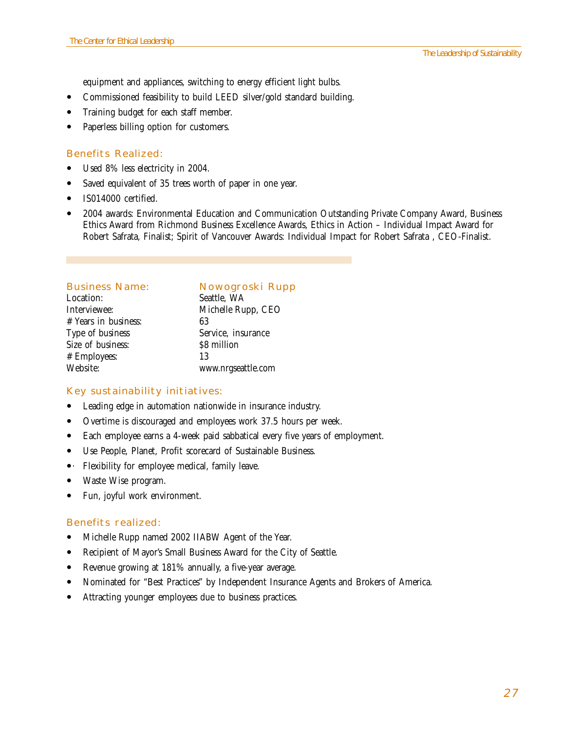equipment and appliances, switching to energy efficient light bulbs.

- Commissioned feasibility to build LEED silver/gold standard building.
- Training budget for each staff member.
- Paperless billing option for customers.

### Benefits Realized:

- Used 8% less electricity in 2004.
- Saved equivalent of 35 trees worth of paper in one year.
- IS014000 certified.
- 2004 awards: Environmental Education and Communication Outstanding Private Company Award, Business Ethics Award from Richmond Business Excellence Awards, Ethics in Action – Individual Impact Award for Robert Safrata, Finalist; Spirit of Vancouver Awards: Individual Impact for Robert Safrata , CEO-Finalist.

---

| Business Name: | Nowogroski Rupp |
|---|---|
| Location: | Seattle, WA |
| Interviewee: | Michelle Rupp, CEO |
| # Years in business: | 63 |
| Type of business | Service, insurance |
| Size of business: | $8 million |
| # Employees: | 13 |
| Website: | www.nrgseattle.com |

### Key sustainability initiatives:

- Leading edge in automation nationwide in insurance industry.
- Overtime is discouraged and employees work 37.5 hours per week.
- Each employee earns a 4-week paid sabbatical every five years of employment.
- Use People, Planet, Profit scorecard of Sustainable Business.
- Flexibility for employee medical, family leave.
- Waste Wise program.
- Fun, joyful work environment.

### Benefits realized:

- Michelle Rupp named 2002 IIABW Agent of the Year.
- Recipient of Mayor's Small Business Award for the City of Seattle.
- Revenue growing at 181% annually, a five-year average.
- Nominated for "Best Practices" by Independent Insurance Agents and Brokers of America.
- Attracting younger employees due to business practices.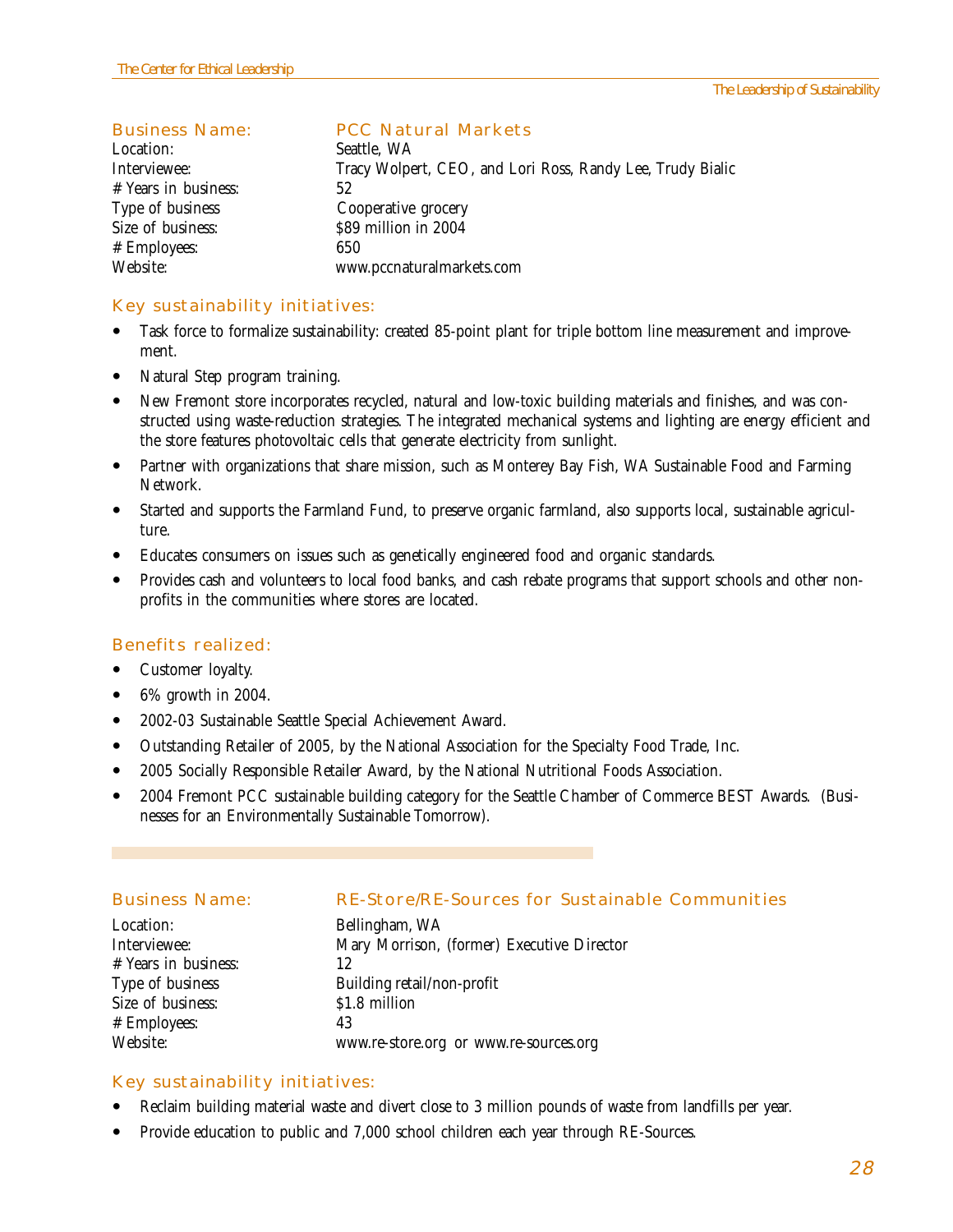## Business Name: PCC Natural Markets

| | |
|---|---|
| Location: | Seattle, WA |
| Interviewee: | Tracy Wolpert, CEO, and Lori Ross, Randy Lee, Trudy Bialic |
| # Years in business: | 52 |
| Type of business | Cooperative grocery |
| Size of business: | $89 million in 2004 |
| # Employees: | 650 |
| Website: | www.pccnaturalmarkets.com |

### Key sustainability initiatives:

- Task force to formalize sustainability: created 85-point plant for triple bottom line measurement and improvement.
- Natural Step program training.
- New Fremont store incorporates recycled, natural and low-toxic building materials and finishes, and was constructed using waste-reduction strategies. The integrated mechanical systems and lighting are energy efficient and the store features photovoltaic cells that generate electricity from sunlight.
- Partner with organizations that share mission, such as Monterey Bay Fish, WA Sustainable Food and Farming Network.
- Started and supports the Farmland Fund, to preserve organic farmland, also supports local, sustainable agriculture.
- Educates consumers on issues such as genetically engineered food and organic standards.
- Provides cash and volunteers to local food banks, and cash rebate programs that support schools and other nonprofits in the communities where stores are located.

### Benefits realized:

- Customer loyalty.
- 6% growth in 2004.
- 2002-03 Sustainable Seattle Special Achievement Award.
- Outstanding Retailer of 2005, by the National Association for the Specialty Food Trade, Inc.
- 2005 Socially Responsible Retailer Award, by the National Nutritional Foods Association.
- 2004 Fremont PCC sustainable building category for the Seattle Chamber of Commerce BEST Awards. (Businesses for an Environmentally Sustainable Tomorrow).

## Business Name: RE-Store/RE-Sources for Sustainable Communities

| | |
|---|---|
| Location: | Bellingham, WA |
| Interviewee: | Mary Morrison, (former) Executive Director |
| # Years in business: | 12 |
| Type of business | Building retail/non-profit |
| Size of business: | $1.8 million |
| # Employees: | 43 |
| Website: | www.re-store.org or www.re-sources.org |

### Key sustainability initiatives:

- Reclaim building material waste and divert close to 3 million pounds of waste from landfills per year.
- Provide education to public and 7,000 school children each year through RE-Sources.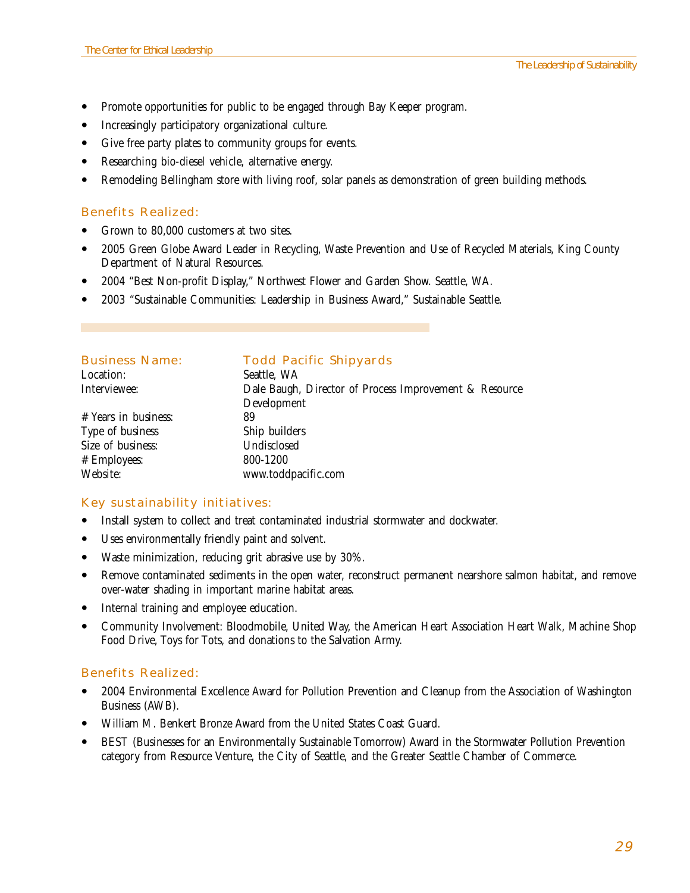- Promote opportunities for public to be engaged through Bay Keeper program.
- Increasingly participatory organizational culture.
- Give free party plates to community groups for events.
- Researching bio-diesel vehicle, alternative energy.
- Remodeling Bellingham store with living roof, solar panels as demonstration of green building methods.

### Benefits Realized:

- Grown to 80,000 customers at two sites.
- 2005 Green Globe Award Leader in Recycling, Waste Prevention and Use of Recycled Materials, King County Department of Natural Resources.
- 2004 "Best Non-profit Display," Northwest Flower and Garden Show. Seattle, WA.
- 2003 "Sustainable Communities: Leadership in Business Award," Sustainable Seattle.

---

| Business Name: | Todd Pacific Shipyards |
|---|---|
| Location: | Seattle, WA |
| Interviewee: | Dale Baugh, Director of Process Improvement & Resource Development |
| # Years in business: | 89 |
| Type of business | Ship builders |
| Size of business: | Undisclosed |
| # Employees: | 800-1200 |
| Website: | www.toddpacific.com |

### Key sustainability initiatives:

- Install system to collect and treat contaminated industrial stormwater and dockwater.
- Uses environmentally friendly paint and solvent.
- Waste minimization, reducing grit abrasive use by 30%.
- Remove contaminated sediments in the open water, reconstruct permanent nearshore salmon habitat, and remove over-water shading in important marine habitat areas.
- Internal training and employee education.
- Community Involvement: Bloodmobile, United Way, the American Heart Association Heart Walk, Machine Shop Food Drive, Toys for Tots, and donations to the Salvation Army.

### Benefits Realized:

- 2004 Environmental Excellence Award for Pollution Prevention and Cleanup from the Association of Washington Business (AWB).
- William M. Benkert Bronze Award from the United States Coast Guard.
- BEST (Businesses for an Environmentally Sustainable Tomorrow) Award in the Stormwater Pollution Prevention category from Resource Venture, the City of Seattle, and the Greater Seattle Chamber of Commerce.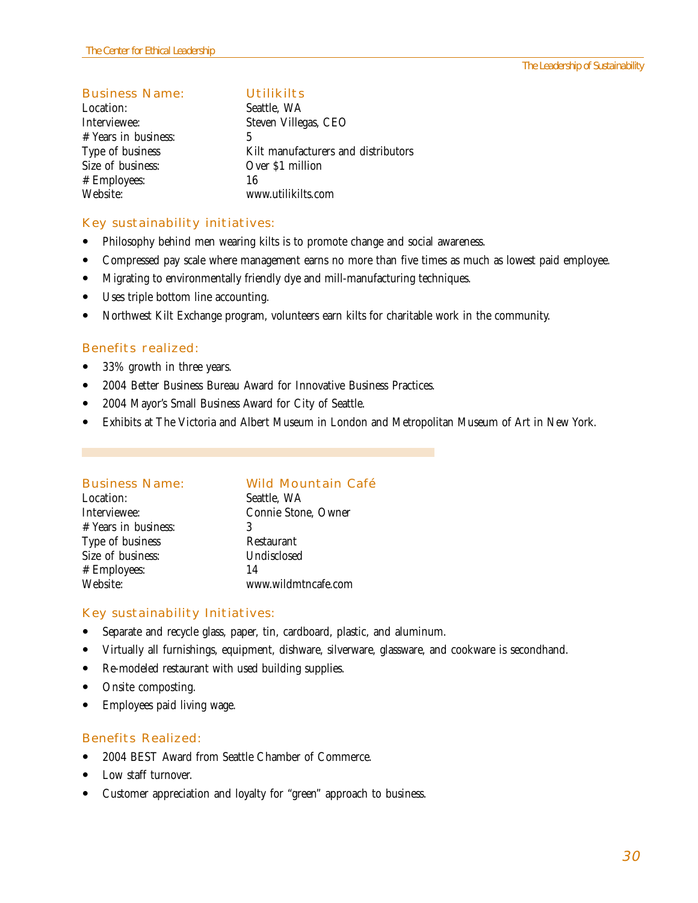| Business Name: | Utilikilts |
|---|---|
| Location: | Seattle, WA |
| Interviewee: | Steven Villegas, CEO |
| # Years in business: | 5 |
| Type of business | Kilt manufacturers and distributors |
| Size of business: | Over $1 million |
| # Employees: | 16 |
| Website: | www.utilikilts.com |

### Key sustainability initiatives:

- Philosophy behind men wearing kilts is to promote change and social awareness.
- Compressed pay scale where management earns no more than five times as much as lowest paid employee.
- Migrating to environmentally friendly dye and mill-manufacturing techniques.
- Uses triple bottom line accounting.
- Northwest Kilt Exchange program, volunteers earn kilts for charitable work in the community.

### Benefits realized:

- 33% growth in three years.
- 2004 Better Business Bureau Award for Innovative Business Practices.
- 2004 Mayor's Small Business Award for City of Seattle.
- Exhibits at The Victoria and Albert Museum in London and Metropolitan Museum of Art in New York.

| Business Name: | Wild Mountain Café |
|---|---|
| Location: | Seattle, WA |
| Interviewee: | Connie Stone, Owner |
| # Years in business: | 3 |
| Type of business | Restaurant |
| Size of business: | Undisclosed |
| # Employees: | 14 |
| Website: | www.wildmtncafe.com |

### Key sustainability Initiatives:

- Separate and recycle glass, paper, tin, cardboard, plastic, and aluminum.
- Virtually all furnishings, equipment, dishware, silverware, glassware, and cookware is secondhand.
- Re-modeled restaurant with used building supplies.
- Onsite composting.
- Employees paid living wage.

### Benefits Realized:

- 2004 BEST Award from Seattle Chamber of Commerce.
- Low staff turnover.
- Customer appreciation and loyalty for "green" approach to business.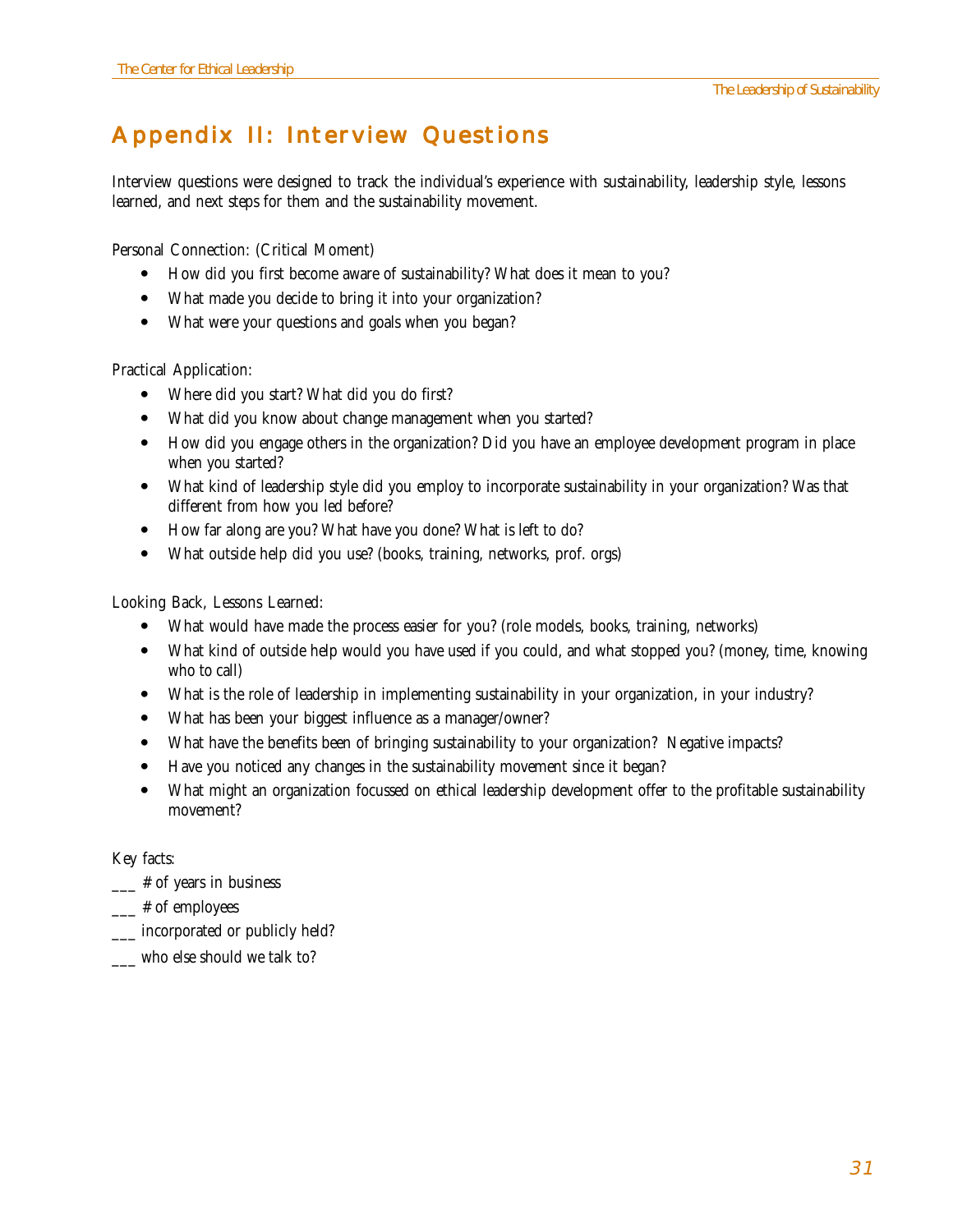# Appendix II: Interview Questions

Interview questions were designed to track the individual's experience with sustainability, leadership style, lessons learned, and next steps for them and the sustainability movement.

Personal Connection: (Critical Moment)

- How did you first become aware of sustainability? What does it mean to you?
- What made you decide to bring it into your organization?
- What were your questions and goals when you began?

Practical Application:

- Where did you start? What did you do first?
- What did you know about change management when you started?
- How did you engage others in the organization? Did you have an employee development program in place when you started?
- What kind of leadership style did you employ to incorporate sustainability in your organization? Was that different from how you led before?
- How far along are you? What have you done? What is left to do?
- What outside help did you use? (books, training, networks, prof. orgs)

Looking Back, Lessons Learned:

- What would have made the process easier for you? (role models, books, training, networks)
- What kind of outside help would you have used if you could, and what stopped you? (money, time, knowing who to call)
- What is the role of leadership in implementing sustainability in your organization, in your industry?
- What has been your biggest influence as a manager/owner?
- What have the benefits been of bringing sustainability to your organization? Negative impacts?
- Have you noticed any changes in the sustainability movement since it began?
- What might an organization focussed on ethical leadership development offer to the profitable sustainability movement?

Key facts:

___ # of years in business

___ # of employees

___ incorporated or publicly held?

___ who else should we talk to?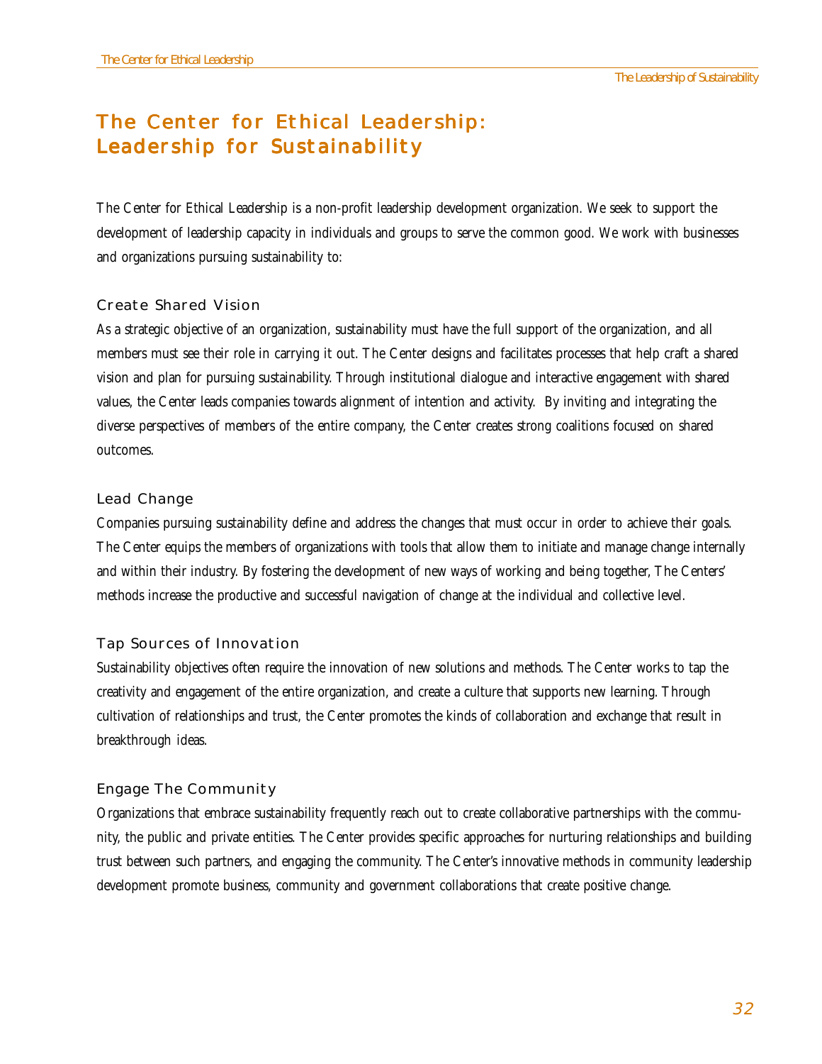# The Center for Ethical Leadership: Leadership for Sustainability

The Center for Ethical Leadership is a non-profit leadership development organization. We seek to support the development of leadership capacity in individuals and groups to serve the common good. We work with businesses and organizations pursuing sustainability to:

## Create Shared Vision

As a strategic objective of an organization, sustainability must have the full support of the organization, and all members must see their role in carrying it out. The Center designs and facilitates processes that help craft a shared vision and plan for pursuing sustainability. Through institutional dialogue and interactive engagement with shared values, the Center leads companies towards alignment of intention and activity. By inviting and integrating the diverse perspectives of members of the entire company, the Center creates strong coalitions focused on shared outcomes.

## Lead Change

Companies pursuing sustainability define and address the changes that must occur in order to achieve their goals. The Center equips the members of organizations with tools that allow them to initiate and manage change internally and within their industry. By fostering the development of new ways of working and being together, The Centers' methods increase the productive and successful navigation of change at the individual and collective level.

## Tap Sources of Innovation

Sustainability objectives often require the innovation of new solutions and methods. The Center works to tap the creativity and engagement of the entire organization, and create a culture that supports new learning. Through cultivation of relationships and trust, the Center promotes the kinds of collaboration and exchange that result in breakthrough ideas.

## Engage The Community

Organizations that embrace sustainability frequently reach out to create collaborative partnerships with the community, the public and private entities. The Center provides specific approaches for nurturing relationships and building trust between such partners, and engaging the community. The Center's innovative methods in community leadership development promote business, community and government collaborations that create positive change.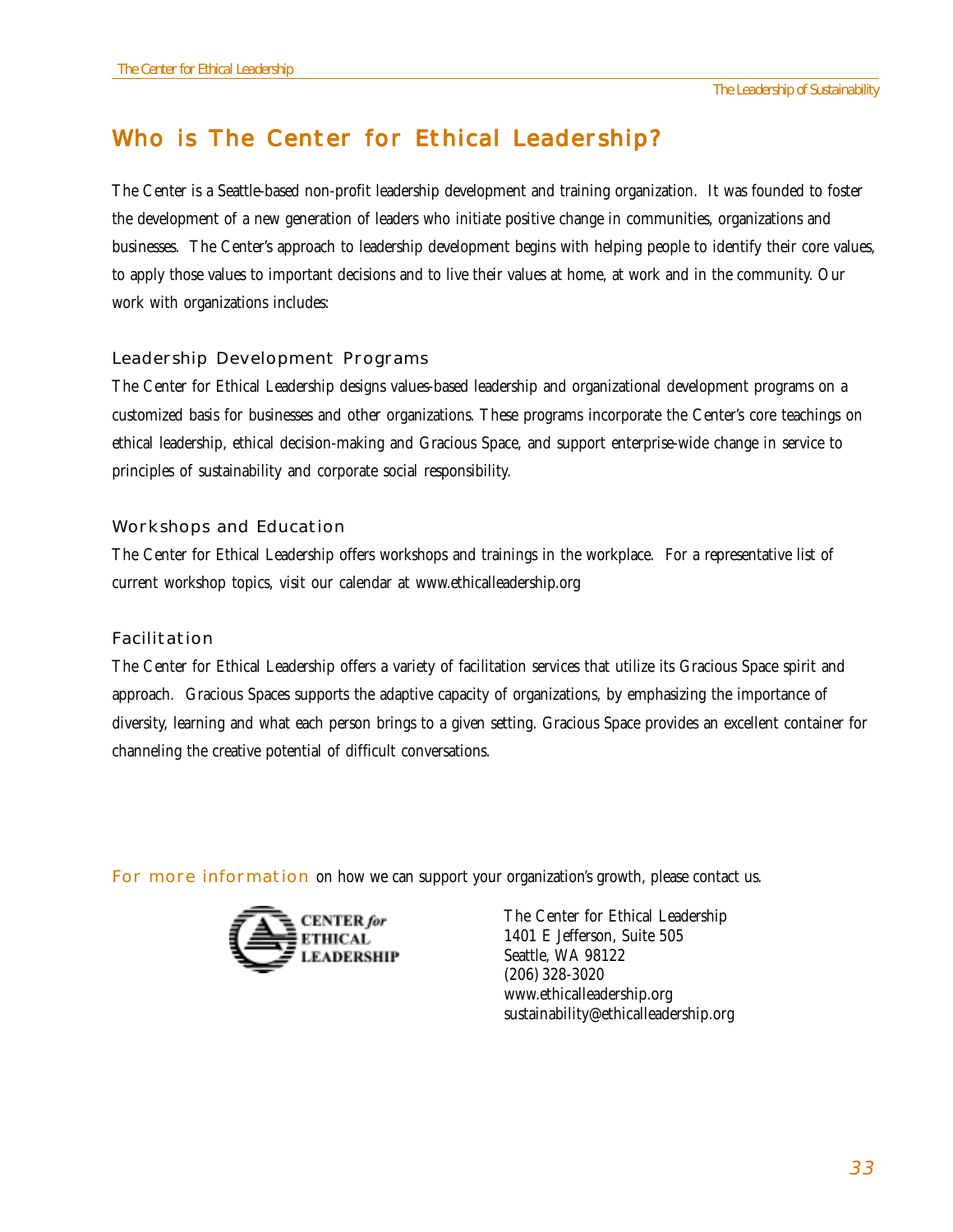# Who is The Center for Ethical Leadership?

The Center is a Seattle-based non-profit leadership development and training organization. It was founded to foster the development of a new generation of leaders who initiate positive change in communities, organizations and businesses. The Center's approach to leadership development begins with helping people to identify their core values, to apply those values to important decisions and to live their values at home, at work and in the community. Our work with organizations includes:

## Leadership Development Programs

The Center for Ethical Leadership designs values-based leadership and organizational development programs on a customized basis for businesses and other organizations. These programs incorporate the Center's core teachings on ethical leadership, ethical decision-making and Gracious Space, and support enterprise-wide change in service to principles of sustainability and corporate social responsibility.

## Workshops and Education

The Center for Ethical Leadership offers workshops and trainings in the workplace. For a representative list of current workshop topics, visit our calendar at www.ethicalleadership.org

## Facilitation

The Center for Ethical Leadership offers a variety of facilitation services that utilize its Gracious Space spirit and approach. Gracious Spaces supports the adaptive capacity of organizations, by emphasizing the importance of diversity, learning and what each person brings to a given setting. Gracious Space provides an excellent container for channeling the creative potential of difficult conversations.

For more information on how we can support your organization's growth, please contact us.

CENTER *for* ETHICAL LEADERSHIP

The Center for Ethical Leadership
1401 E Jefferson, Suite 505
Seattle, WA 98122
(206) 328-3020
www.ethicalleadership.org
sustainability@ethicalleadership.org